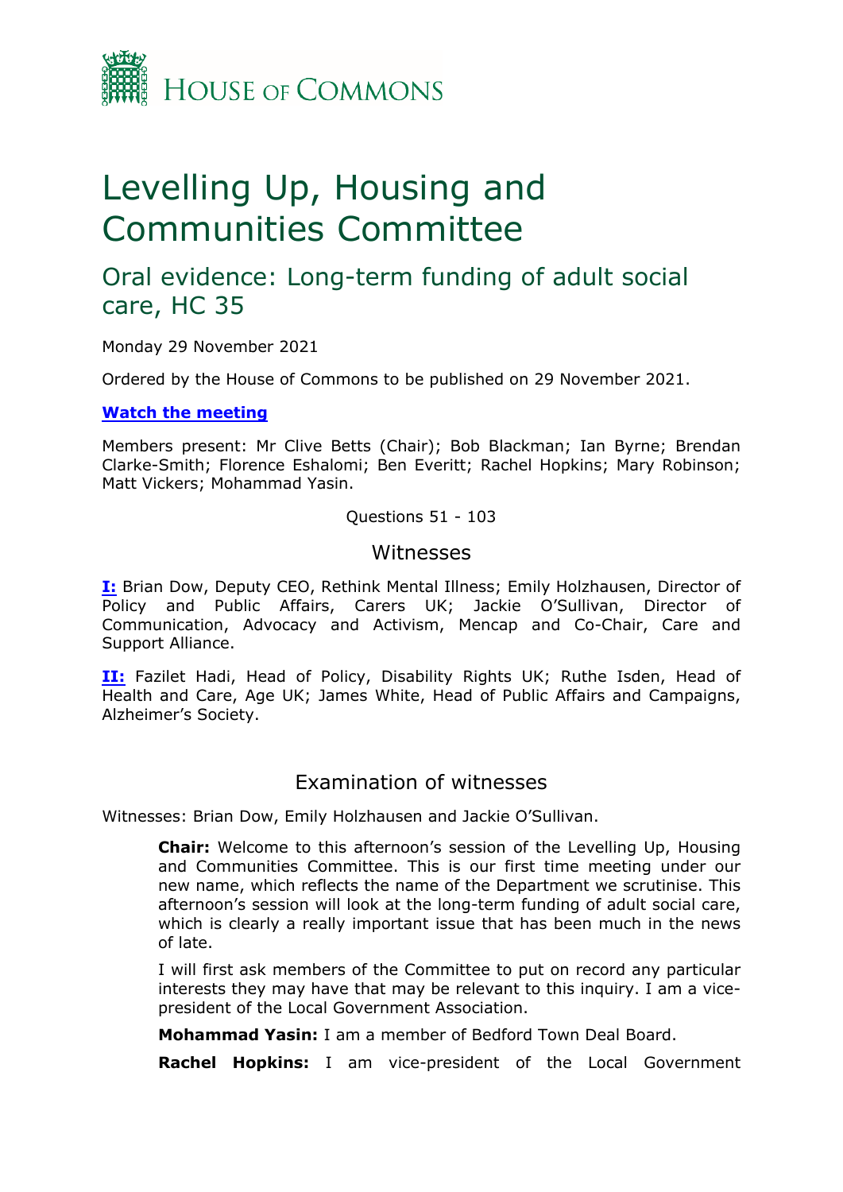HOUSE OF COMMONS

# Levelling Up, Housing and Communities Committee

## Oral evidence: Long-term funding of adult social care, HC 35

Monday 29 November 2021

Ordered by the House of Commons to be published on 29 November 2021.

**Watch the meeting**

Members present: Mr Clive Betts (Chair); Bob Blackman; Ian Byrne; Brendan Clarke-Smith; Florence Eshalomi; Ben Everitt; Rachel Hopkins; Mary Robinson; Matt Vickers; Mohammad Yasin.

Questions 51 - 103

### Witnesses

**I:** Brian Dow, Deputy CEO, Rethink Mental Illness; Emily Holzhausen, Director of Policy and Public Affairs, Carers UK; Jackie O'Sullivan, Director of Communication, Advocacy and Activism, Mencap and Co-Chair, Care and Support Alliance.

**II:** Fazilet Hadi, Head of Policy, Disability Rights UK; Ruthe Isden, Head of Health and Care, Age UK; James White, Head of Public Affairs and Campaigns, Alzheimer's Society.

### Examination of witnesses

Witnesses: Brian Dow, Emily Holzhausen and Jackie O'Sullivan.

**Chair:** Welcome to this afternoon's session of the Levelling Up, Housing and Communities Committee. This is our first time meeting under our new name, which reflects the name of the Department we scrutinise. This afternoon's session will look at the long-term funding of adult social care, which is clearly a really important issue that has been much in the news of late.

I will first ask members of the Committee to put on record any particular interests they may have that may be relevant to this inquiry. I am a vice-president of the Local Government Association.

**Mohammad Yasin:** I am a member of Bedford Town Deal Board.

**Rachel Hopkins:** I am vice-president of the Local Government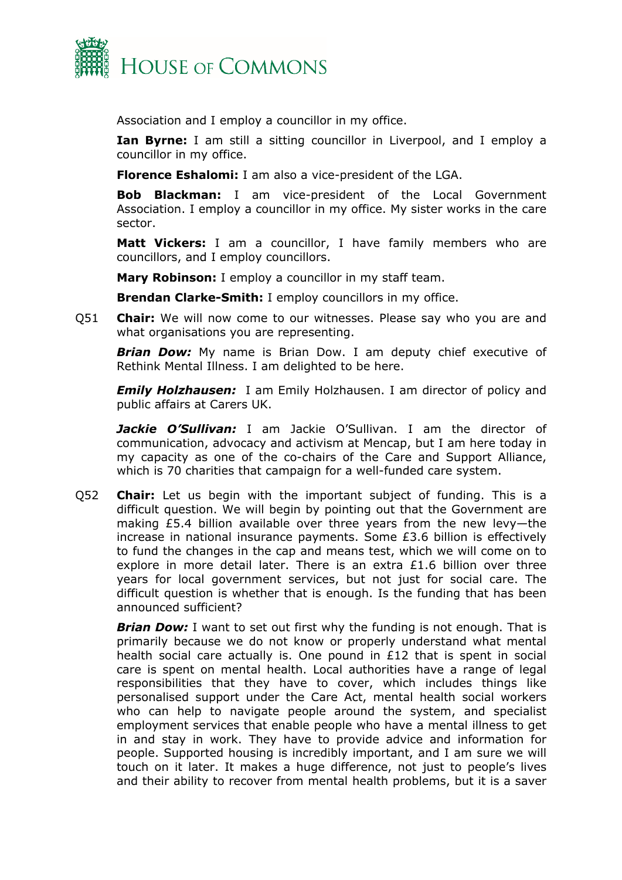Association and I employ a councillor in my office.

**Ian Byrne:** I am still a sitting councillor in Liverpool, and I employ a councillor in my office.

**Florence Eshalomi:** I am also a vice-president of the LGA.

**Bob Blackman:** I am vice-president of the Local Government Association. I employ a councillor in my office. My sister works in the care sector.

**Matt Vickers:** I am a councillor, I have family members who are councillors, and I employ councillors.

**Mary Robinson:** I employ a councillor in my staff team.

**Brendan Clarke-Smith:** I employ councillors in my office.

Q51 **Chair:** We will now come to our witnesses. Please say who you are and what organisations you are representing.

***Brian Dow:*** My name is Brian Dow. I am deputy chief executive of Rethink Mental Illness. I am delighted to be here.

***Emily Holzhausen:*** I am Emily Holzhausen. I am director of policy and public affairs at Carers UK.

***Jackie O'Sullivan:*** I am Jackie O'Sullivan. I am the director of communication, advocacy and activism at Mencap, but I am here today in my capacity as one of the co-chairs of the Care and Support Alliance, which is 70 charities that campaign for a well-funded care system.

Q52 **Chair:** Let us begin with the important subject of funding. This is a difficult question. We will begin by pointing out that the Government are making £5.4 billion available over three years from the new levy—the increase in national insurance payments. Some £3.6 billion is effectively to fund the changes in the cap and means test, which we will come on to explore in more detail later. There is an extra £1.6 billion over three years for local government services, but not just for social care. The difficult question is whether that is enough. Is the funding that has been announced sufficient?

***Brian Dow:*** I want to set out first why the funding is not enough. That is primarily because we do not know or properly understand what mental health social care actually is. One pound in £12 that is spent in social care is spent on mental health. Local authorities have a range of legal responsibilities that they have to cover, which includes things like personalised support under the Care Act, mental health social workers who can help to navigate people around the system, and specialist employment services that enable people who have a mental illness to get in and stay in work. They have to provide advice and information for people. Supported housing is incredibly important, and I am sure we will touch on it later. It makes a huge difference, not just to people's lives and their ability to recover from mental health problems, but it is a saver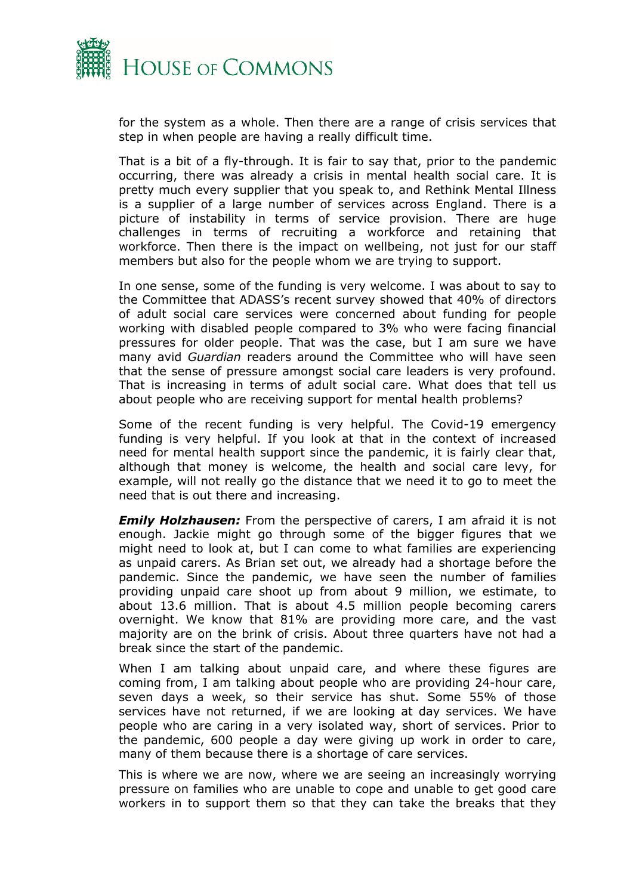for the system as a whole. Then there are a range of crisis services that step in when people are having a really difficult time.

That is a bit of a fly-through. It is fair to say that, prior to the pandemic occurring, there was already a crisis in mental health social care. It is pretty much every supplier that you speak to, and Rethink Mental Illness is a supplier of a large number of services across England. There is a picture of instability in terms of service provision. There are huge challenges in terms of recruiting a workforce and retaining that workforce. Then there is the impact on wellbeing, not just for our staff members but also for the people whom we are trying to support.

In one sense, some of the funding is very welcome. I was about to say to the Committee that ADASS's recent survey showed that 40% of directors of adult social care services were concerned about funding for people working with disabled people compared to 3% who were facing financial pressures for older people. That was the case, but I am sure we have many avid *Guardian* readers around the Committee who will have seen that the sense of pressure amongst social care leaders is very profound. That is increasing in terms of adult social care. What does that tell us about people who are receiving support for mental health problems?

Some of the recent funding is very helpful. The Covid-19 emergency funding is very helpful. If you look at that in the context of increased need for mental health support since the pandemic, it is fairly clear that, although that money is welcome, the health and social care levy, for example, will not really go the distance that we need it to go to meet the need that is out there and increasing.

***Emily Holzhausen:*** From the perspective of carers, I am afraid it is not enough. Jackie might go through some of the bigger figures that we might need to look at, but I can come to what families are experiencing as unpaid carers. As Brian set out, we already had a shortage before the pandemic. Since the pandemic, we have seen the number of families providing unpaid care shoot up from about 9 million, we estimate, to about 13.6 million. That is about 4.5 million people becoming carers overnight. We know that 81% are providing more care, and the vast majority are on the brink of crisis. About three quarters have not had a break since the start of the pandemic.

When I am talking about unpaid care, and where these figures are coming from, I am talking about people who are providing 24-hour care, seven days a week, so their service has shut. Some 55% of those services have not returned, if we are looking at day services. We have people who are caring in a very isolated way, short of services. Prior to the pandemic, 600 people a day were giving up work in order to care, many of them because there is a shortage of care services.

This is where we are now, where we are seeing an increasingly worrying pressure on families who are unable to cope and unable to get good care workers in to support them so that they can take the breaks that they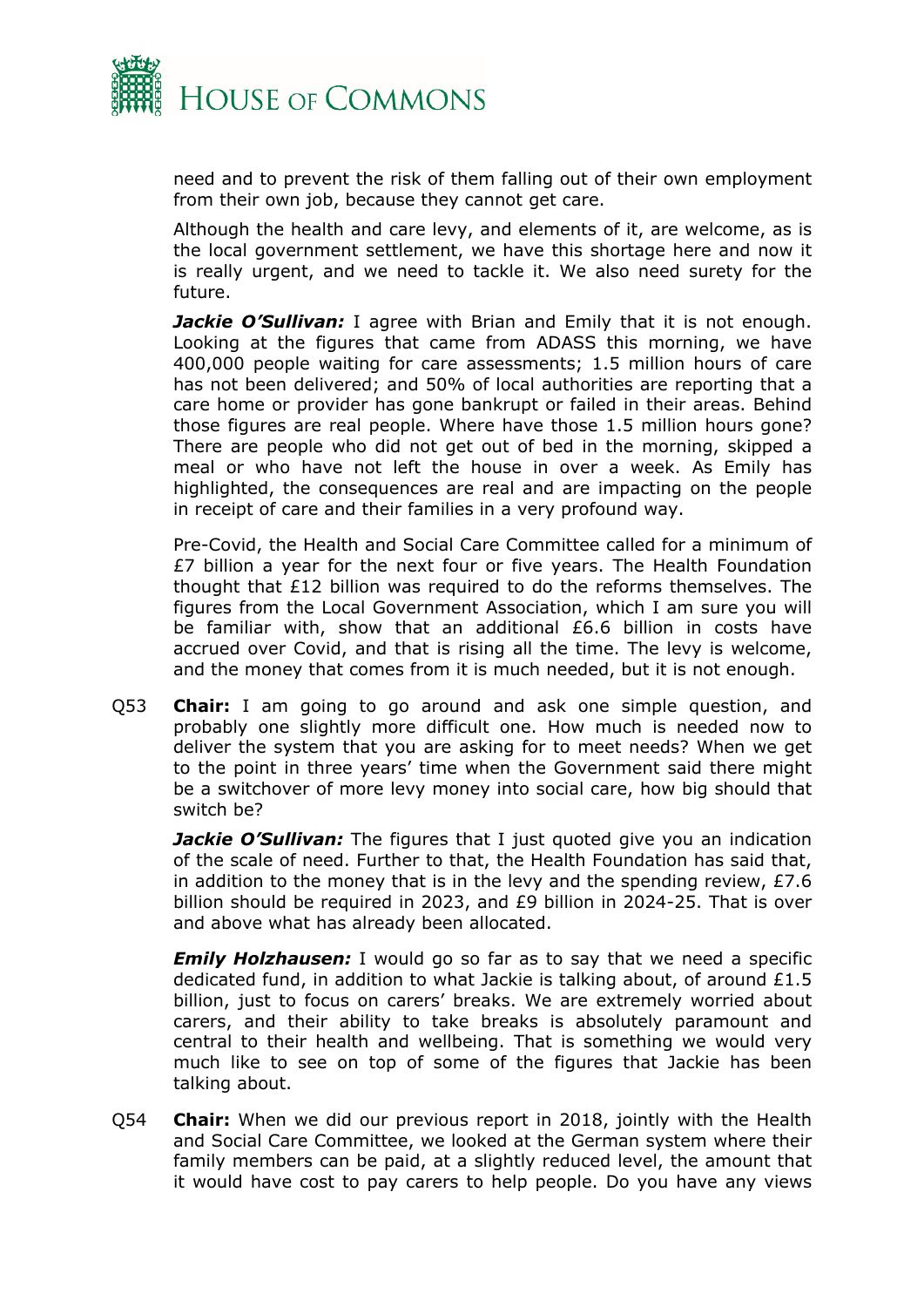need and to prevent the risk of them falling out of their own employment from their own job, because they cannot get care.

Although the health and care levy, and elements of it, are welcome, as is the local government settlement, we have this shortage here and now it is really urgent, and we need to tackle it. We also need surety for the future.

***Jackie O'Sullivan:*** I agree with Brian and Emily that it is not enough. Looking at the figures that came from ADASS this morning, we have 400,000 people waiting for care assessments; 1.5 million hours of care has not been delivered; and 50% of local authorities are reporting that a care home or provider has gone bankrupt or failed in their areas. Behind those figures are real people. Where have those 1.5 million hours gone? There are people who did not get out of bed in the morning, skipped a meal or who have not left the house in over a week. As Emily has highlighted, the consequences are real and are impacting on the people in receipt of care and their families in a very profound way.

Pre-Covid, the Health and Social Care Committee called for a minimum of £7 billion a year for the next four or five years. The Health Foundation thought that £12 billion was required to do the reforms themselves. The figures from the Local Government Association, which I am sure you will be familiar with, show that an additional £6.6 billion in costs have accrued over Covid, and that is rising all the time. The levy is welcome, and the money that comes from it is much needed, but it is not enough.

Q53 **Chair:** I am going to go around and ask one simple question, and probably one slightly more difficult one. How much is needed now to deliver the system that you are asking for to meet needs? When we get to the point in three years' time when the Government said there might be a switchover of more levy money into social care, how big should that switch be?

***Jackie O'Sullivan:*** The figures that I just quoted give you an indication of the scale of need. Further to that, the Health Foundation has said that, in addition to the money that is in the levy and the spending review, £7.6 billion should be required in 2023, and £9 billion in 2024-25. That is over and above what has already been allocated.

***Emily Holzhausen:*** I would go so far as to say that we need a specific dedicated fund, in addition to what Jackie is talking about, of around £1.5 billion, just to focus on carers' breaks. We are extremely worried about carers, and their ability to take breaks is absolutely paramount and central to their health and wellbeing. That is something we would very much like to see on top of some of the figures that Jackie has been talking about.

Q54 **Chair:** When we did our previous report in 2018, jointly with the Health and Social Care Committee, we looked at the German system where their family members can be paid, at a slightly reduced level, the amount that it would have cost to pay carers to help people. Do you have any views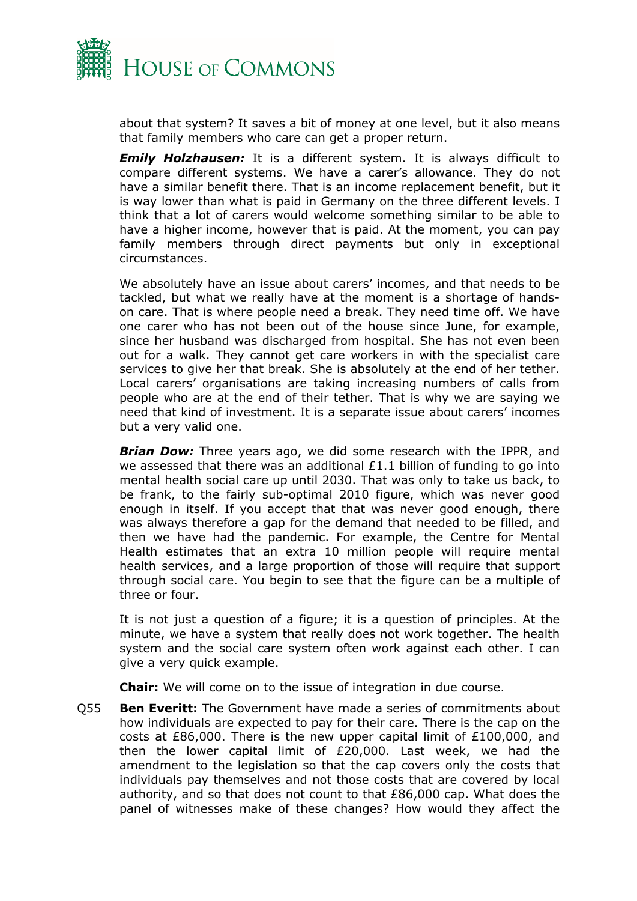about that system? It saves a bit of money at one level, but it also means that family members who care can get a proper return.

***Emily Holzhausen:*** It is a different system. It is always difficult to compare different systems. We have a carer's allowance. They do not have a similar benefit there. That is an income replacement benefit, but it is way lower than what is paid in Germany on the three different levels. I think that a lot of carers would welcome something similar to be able to have a higher income, however that is paid. At the moment, you can pay family members through direct payments but only in exceptional circumstances.

We absolutely have an issue about carers' incomes, and that needs to be tackled, but what we really have at the moment is a shortage of hands-on care. That is where people need a break. They need time off. We have one carer who has not been out of the house since June, for example, since her husband was discharged from hospital. She has not even been out for a walk. They cannot get care workers in with the specialist care services to give her that break. She is absolutely at the end of her tether. Local carers' organisations are taking increasing numbers of calls from people who are at the end of their tether. That is why we are saying we need that kind of investment. It is a separate issue about carers' incomes but a very valid one.

***Brian Dow:*** Three years ago, we did some research with the IPPR, and we assessed that there was an additional £1.1 billion of funding to go into mental health social care up until 2030. That was only to take us back, to be frank, to the fairly sub-optimal 2010 figure, which was never good enough in itself. If you accept that that was never good enough, there was always therefore a gap for the demand that needed to be filled, and then we have had the pandemic. For example, the Centre for Mental Health estimates that an extra 10 million people will require mental health services, and a large proportion of those will require that support through social care. You begin to see that the figure can be a multiple of three or four.

It is not just a question of a figure; it is a question of principles. At the minute, we have a system that really does not work together. The health system and the social care system often work against each other. I can give a very quick example.

**Chair:** We will come on to the issue of integration in due course.

Q55 **Ben Everitt:** The Government have made a series of commitments about how individuals are expected to pay for their care. There is the cap on the costs at £86,000. There is the new upper capital limit of £100,000, and then the lower capital limit of £20,000. Last week, we had the amendment to the legislation so that the cap covers only the costs that individuals pay themselves and not those costs that are covered by local authority, and so that does not count to that £86,000 cap. What does the panel of witnesses make of these changes? How would they affect the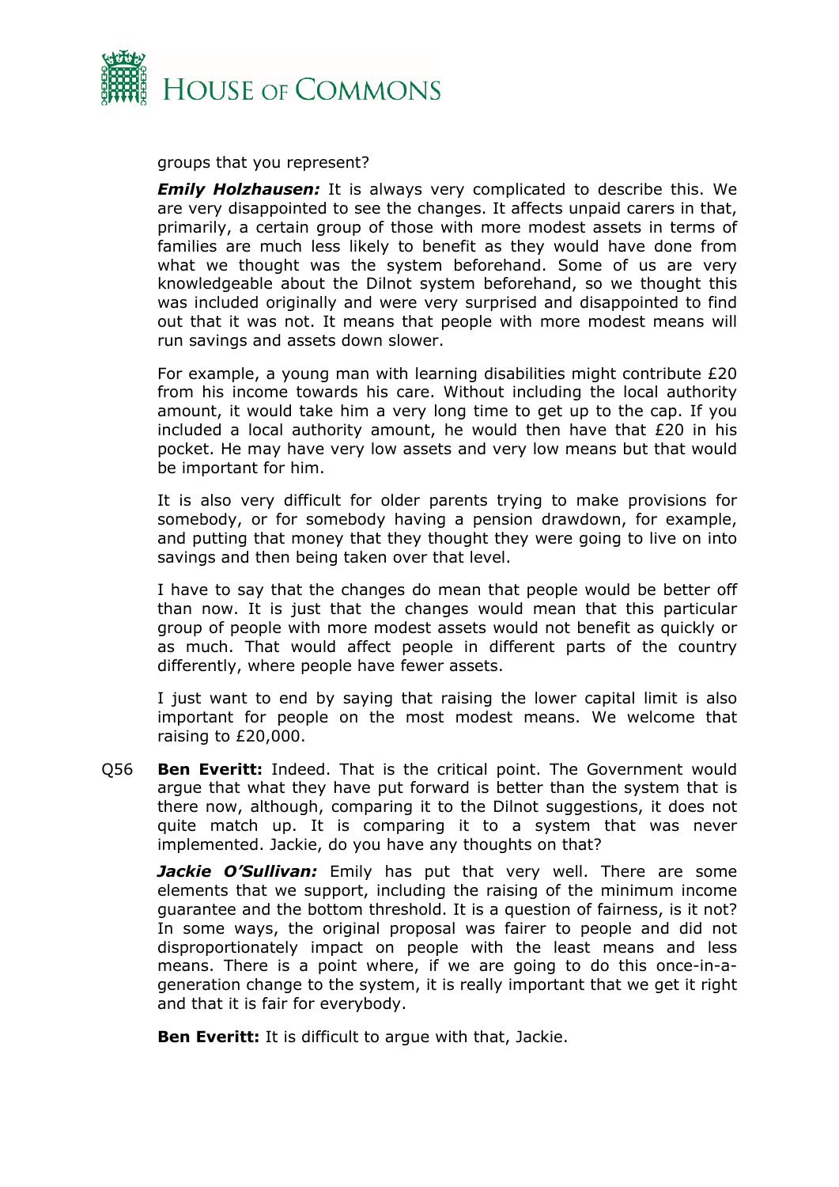groups that you represent?

***Emily Holzhausen:*** It is always very complicated to describe this. We are very disappointed to see the changes. It affects unpaid carers in that, primarily, a certain group of those with more modest assets in terms of families are much less likely to benefit as they would have done from what we thought was the system beforehand. Some of us are very knowledgeable about the Dilnot system beforehand, so we thought this was included originally and were very surprised and disappointed to find out that it was not. It means that people with more modest means will run savings and assets down slower.

For example, a young man with learning disabilities might contribute £20 from his income towards his care. Without including the local authority amount, it would take him a very long time to get up to the cap. If you included a local authority amount, he would then have that £20 in his pocket. He may have very low assets and very low means but that would be important for him.

It is also very difficult for older parents trying to make provisions for somebody, or for somebody having a pension drawdown, for example, and putting that money that they thought they were going to live on into savings and then being taken over that level.

I have to say that the changes do mean that people would be better off than now. It is just that the changes would mean that this particular group of people with more modest assets would not benefit as quickly or as much. That would affect people in different parts of the country differently, where people have fewer assets.

I just want to end by saying that raising the lower capital limit is also important for people on the most modest means. We welcome that raising to £20,000.

Q56 **Ben Everitt:** Indeed. That is the critical point. The Government would argue that what they have put forward is better than the system that is there now, although, comparing it to the Dilnot suggestions, it does not quite match up. It is comparing it to a system that was never implemented. Jackie, do you have any thoughts on that?

***Jackie O'Sullivan:*** Emily has put that very well. There are some elements that we support, including the raising of the minimum income guarantee and the bottom threshold. It is a question of fairness, is it not? In some ways, the original proposal was fairer to people and did not disproportionately impact on people with the least means and less means. There is a point where, if we are going to do this once-in-a-generation change to the system, it is really important that we get it right and that it is fair for everybody.

**Ben Everitt:** It is difficult to argue with that, Jackie.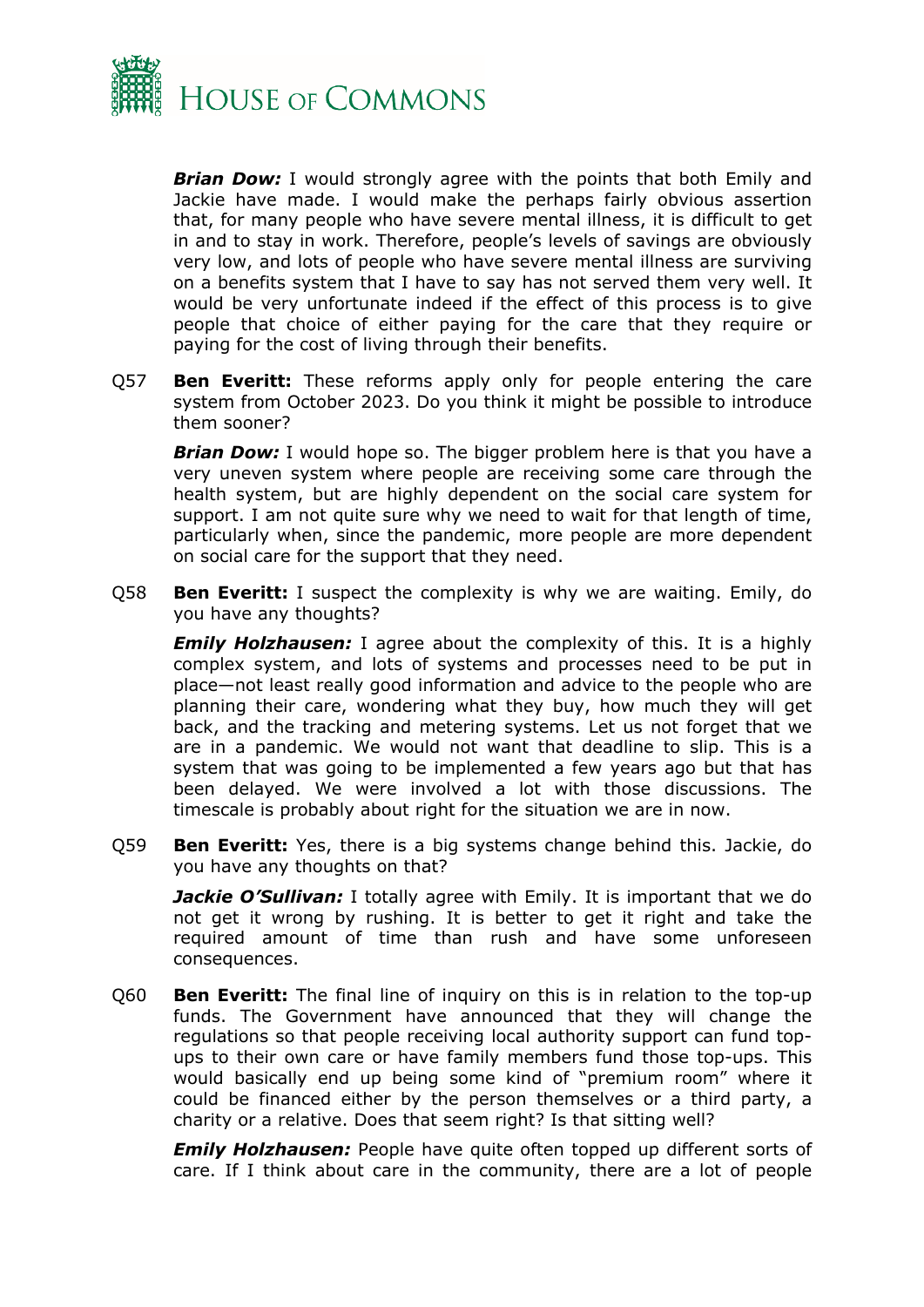***Brian Dow:*** I would strongly agree with the points that both Emily and Jackie have made. I would make the perhaps fairly obvious assertion that, for many people who have severe mental illness, it is difficult to get in and to stay in work. Therefore, people's levels of savings are obviously very low, and lots of people who have severe mental illness are surviving on a benefits system that I have to say has not served them very well. It would be very unfortunate indeed if the effect of this process is to give people that choice of either paying for the care that they require or paying for the cost of living through their benefits.

Q57 **Ben Everitt:** These reforms apply only for people entering the care system from October 2023. Do you think it might be possible to introduce them sooner?

***Brian Dow:*** I would hope so. The bigger problem here is that you have a very uneven system where people are receiving some care through the health system, but are highly dependent on the social care system for support. I am not quite sure why we need to wait for that length of time, particularly when, since the pandemic, more people are more dependent on social care for the support that they need.

Q58 **Ben Everitt:** I suspect the complexity is why we are waiting. Emily, do you have any thoughts?

***Emily Holzhausen:*** I agree about the complexity of this. It is a highly complex system, and lots of systems and processes need to be put in place—not least really good information and advice to the people who are planning their care, wondering what they buy, how much they will get back, and the tracking and metering systems. Let us not forget that we are in a pandemic. We would not want that deadline to slip. This is a system that was going to be implemented a few years ago but that has been delayed. We were involved a lot with those discussions. The timescale is probably about right for the situation we are in now.

Q59 **Ben Everitt:** Yes, there is a big systems change behind this. Jackie, do you have any thoughts on that?

***Jackie O'Sullivan:*** I totally agree with Emily. It is important that we do not get it wrong by rushing. It is better to get it right and take the required amount of time than rush and have some unforeseen consequences.

Q60 **Ben Everitt:** The final line of inquiry on this is in relation to the top-up funds. The Government have announced that they will change the regulations so that people receiving local authority support can fund top-ups to their own care or have family members fund those top-ups. This would basically end up being some kind of "premium room" where it could be financed either by the person themselves or a third party, a charity or a relative. Does that seem right? Is that sitting well?

***Emily Holzhausen:*** People have quite often topped up different sorts of care. If I think about care in the community, there are a lot of people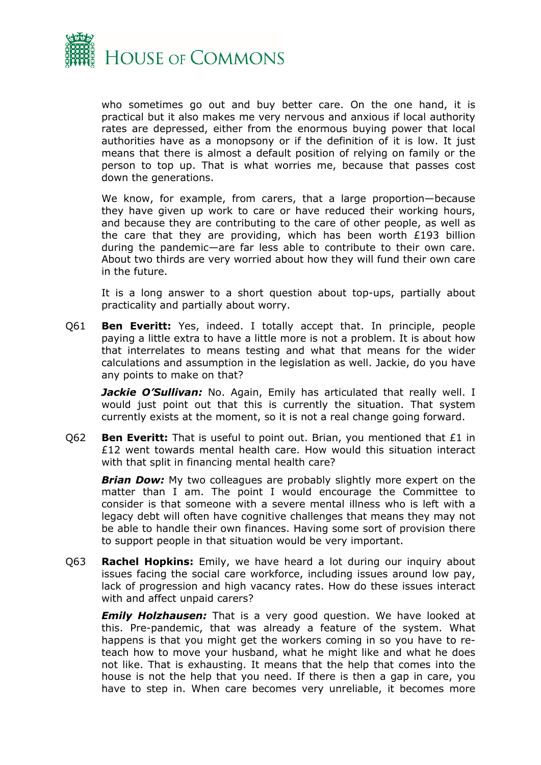who sometimes go out and buy better care. On the one hand, it is practical but it also makes me very nervous and anxious if local authority rates are depressed, either from the enormous buying power that local authorities have as a monopsony or if the definition of it is low. It just means that there is almost a default position of relying on family or the person to top up. That is what worries me, because that passes cost down the generations.

We know, for example, from carers, that a large proportion—because they have given up work to care or have reduced their working hours, and because they are contributing to the care of other people, as well as the care that they are providing, which has been worth £193 billion during the pandemic—are far less able to contribute to their own care. About two thirds are very worried about how they will fund their own care in the future.

It is a long answer to a short question about top-ups, partially about practicality and partially about worry.

Q61 **Ben Everitt:** Yes, indeed. I totally accept that. In principle, people paying a little extra to have a little more is not a problem. It is about how that interrelates to means testing and what that means for the wider calculations and assumption in the legislation as well. Jackie, do you have any points to make on that?

***Jackie O'Sullivan:*** No. Again, Emily has articulated that really well. I would just point out that this is currently the situation. That system currently exists at the moment, so it is not a real change going forward.

Q62 **Ben Everitt:** That is useful to point out. Brian, you mentioned that £1 in £12 went towards mental health care. How would this situation interact with that split in financing mental health care?

***Brian Dow:*** My two colleagues are probably slightly more expert on the matter than I am. The point I would encourage the Committee to consider is that someone with a severe mental illness who is left with a legacy debt will often have cognitive challenges that means they may not be able to handle their own finances. Having some sort of provision there to support people in that situation would be very important.

Q63 **Rachel Hopkins:** Emily, we have heard a lot during our inquiry about issues facing the social care workforce, including issues around low pay, lack of progression and high vacancy rates. How do these issues interact with and affect unpaid carers?

***Emily Holzhausen:*** That is a very good question. We have looked at this. Pre-pandemic, that was already a feature of the system. What happens is that you might get the workers coming in so you have to re-teach how to move your husband, what he might like and what he does not like. That is exhausting. It means that the help that comes into the house is not the help that you need. If there is then a gap in care, you have to step in. When care becomes very unreliable, it becomes more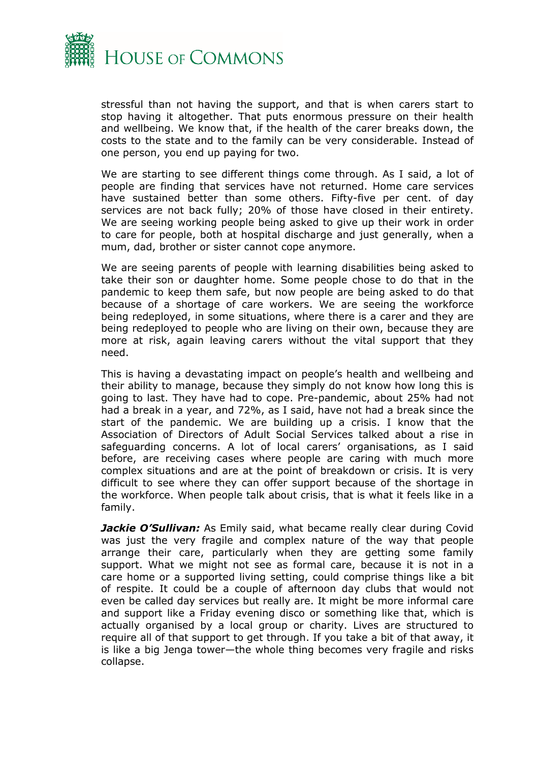stressful than not having the support, and that is when carers start to stop having it altogether. That puts enormous pressure on their health and wellbeing. We know that, if the health of the carer breaks down, the costs to the state and to the family can be very considerable. Instead of one person, you end up paying for two.

We are starting to see different things come through. As I said, a lot of people are finding that services have not returned. Home care services have sustained better than some others. Fifty-five per cent. of day services are not back fully; 20% of those have closed in their entirety. We are seeing working people being asked to give up their work in order to care for people, both at hospital discharge and just generally, when a mum, dad, brother or sister cannot cope anymore.

We are seeing parents of people with learning disabilities being asked to take their son or daughter home. Some people chose to do that in the pandemic to keep them safe, but now people are being asked to do that because of a shortage of care workers. We are seeing the workforce being redeployed, in some situations, where there is a carer and they are being redeployed to people who are living on their own, because they are more at risk, again leaving carers without the vital support that they need.

This is having a devastating impact on people's health and wellbeing and their ability to manage, because they simply do not know how long this is going to last. They have had to cope. Pre-pandemic, about 25% had not had a break in a year, and 72%, as I said, have not had a break since the start of the pandemic. We are building up a crisis. I know that the Association of Directors of Adult Social Services talked about a rise in safeguarding concerns. A lot of local carers' organisations, as I said before, are receiving cases where people are caring with much more complex situations and are at the point of breakdown or crisis. It is very difficult to see where they can offer support because of the shortage in the workforce. When people talk about crisis, that is what it feels like in a family.

***Jackie O'Sullivan:*** As Emily said, what became really clear during Covid was just the very fragile and complex nature of the way that people arrange their care, particularly when they are getting some family support. What we might not see as formal care, because it is not in a care home or a supported living setting, could comprise things like a bit of respite. It could be a couple of afternoon day clubs that would not even be called day services but really are. It might be more informal care and support like a Friday evening disco or something like that, which is actually organised by a local group or charity. Lives are structured to require all of that support to get through. If you take a bit of that away, it is like a big Jenga tower—the whole thing becomes very fragile and risks collapse.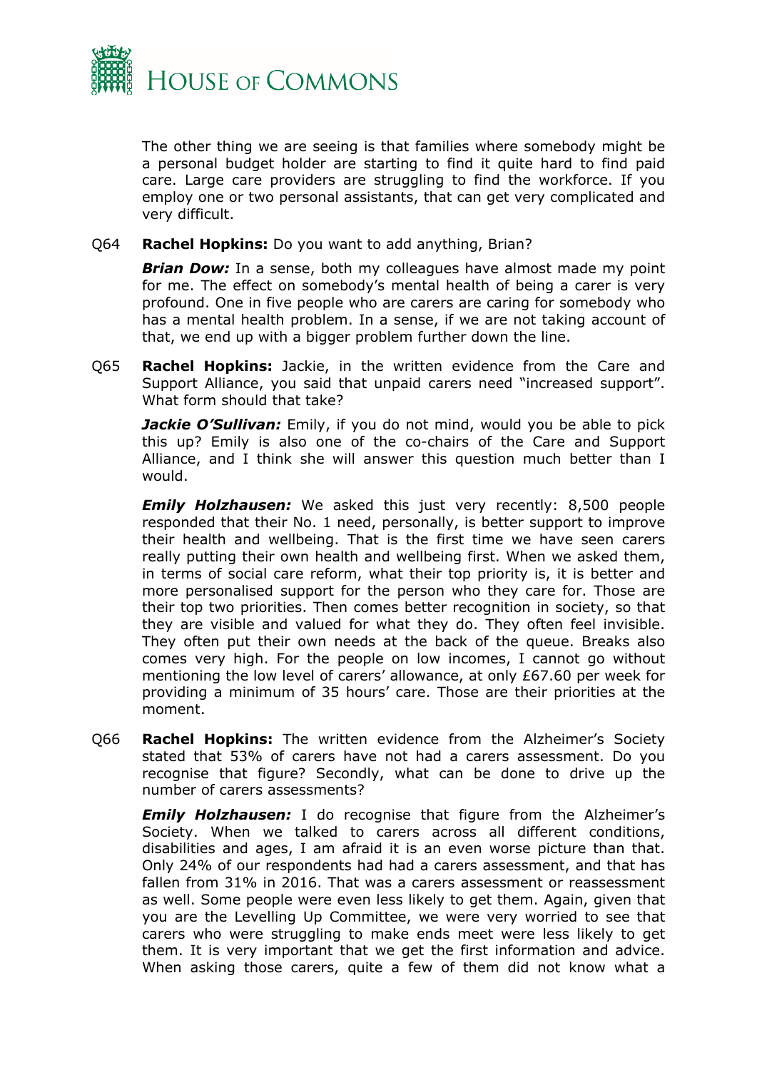The other thing we are seeing is that families where somebody might be a personal budget holder are starting to find it quite hard to find paid care. Large care providers are struggling to find the workforce. If you employ one or two personal assistants, that can get very complicated and very difficult.

Q64 **Rachel Hopkins:** Do you want to add anything, Brian?

***Brian Dow:*** In a sense, both my colleagues have almost made my point for me. The effect on somebody's mental health of being a carer is very profound. One in five people who are carers are caring for somebody who has a mental health problem. In a sense, if we are not taking account of that, we end up with a bigger problem further down the line.

Q65 **Rachel Hopkins:** Jackie, in the written evidence from the Care and Support Alliance, you said that unpaid carers need "increased support". What form should that take?

***Jackie O'Sullivan:*** Emily, if you do not mind, would you be able to pick this up? Emily is also one of the co-chairs of the Care and Support Alliance, and I think she will answer this question much better than I would.

***Emily Holzhausen:*** We asked this just very recently: 8,500 people responded that their No. 1 need, personally, is better support to improve their health and wellbeing. That is the first time we have seen carers really putting their own health and wellbeing first. When we asked them, in terms of social care reform, what their top priority is, it is better and more personalised support for the person who they care for. Those are their top two priorities. Then comes better recognition in society, so that they are visible and valued for what they do. They often feel invisible. They often put their own needs at the back of the queue. Breaks also comes very high. For the people on low incomes, I cannot go without mentioning the low level of carers' allowance, at only £67.60 per week for providing a minimum of 35 hours' care. Those are their priorities at the moment.

Q66 **Rachel Hopkins:** The written evidence from the Alzheimer's Society stated that 53% of carers have not had a carers assessment. Do you recognise that figure? Secondly, what can be done to drive up the number of carers assessments?

***Emily Holzhausen:*** I do recognise that figure from the Alzheimer's Society. When we talked to carers across all different conditions, disabilities and ages, I am afraid it is an even worse picture than that. Only 24% of our respondents had had a carers assessment, and that has fallen from 31% in 2016. That was a carers assessment or reassessment as well. Some people were even less likely to get them. Again, given that you are the Levelling Up Committee, we were very worried to see that carers who were struggling to make ends meet were less likely to get them. It is very important that we get the first information and advice. When asking those carers, quite a few of them did not know what a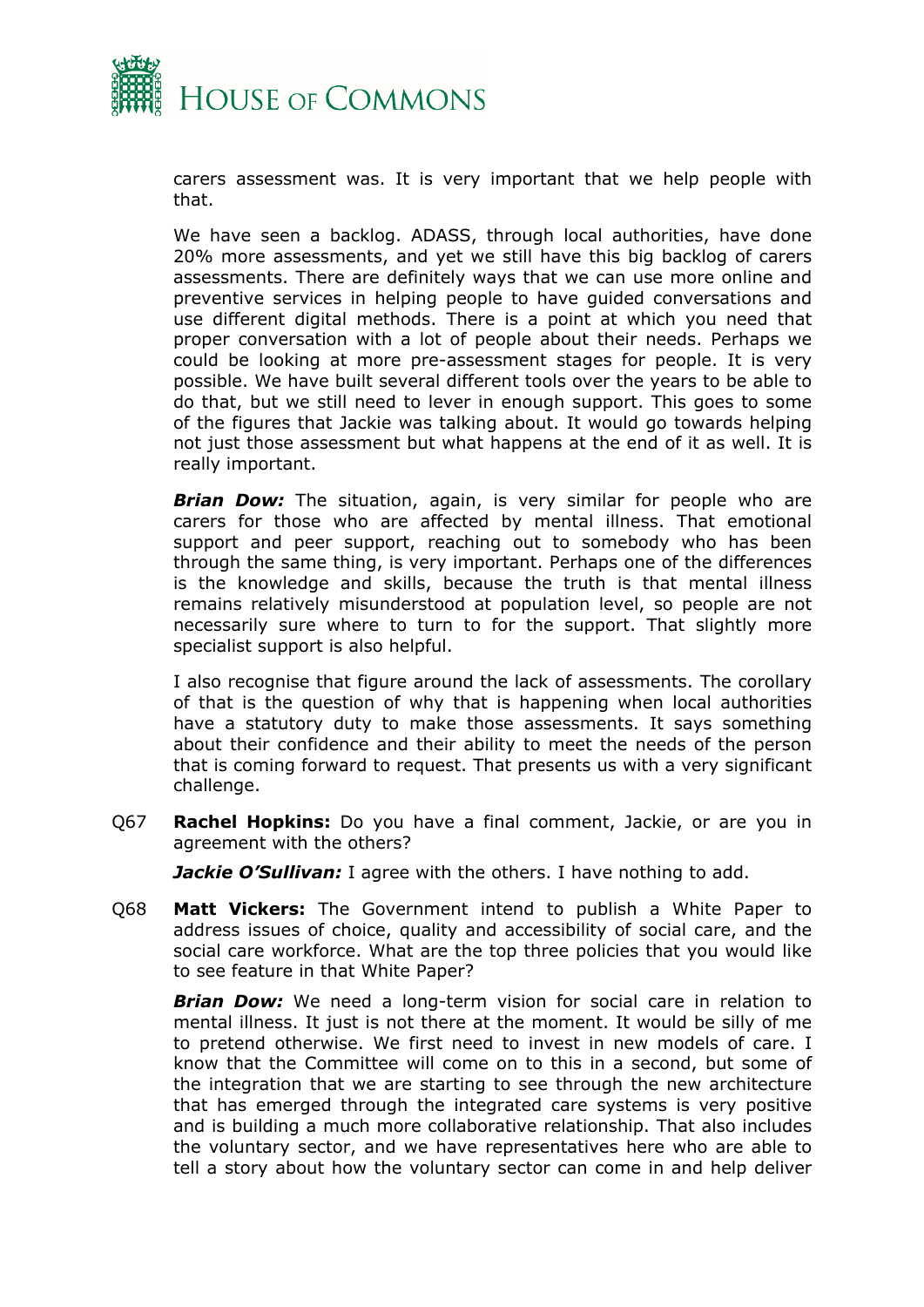carers assessment was. It is very important that we help people with that.

We have seen a backlog. ADASS, through local authorities, have done 20% more assessments, and yet we still have this big backlog of carers assessments. There are definitely ways that we can use more online and preventive services in helping people to have guided conversations and use different digital methods. There is a point at which you need that proper conversation with a lot of people about their needs. Perhaps we could be looking at more pre-assessment stages for people. It is very possible. We have built several different tools over the years to be able to do that, but we still need to lever in enough support. This goes to some of the figures that Jackie was talking about. It would go towards helping not just those assessment but what happens at the end of it as well. It is really important.

***Brian Dow:*** The situation, again, is very similar for people who are carers for those who are affected by mental illness. That emotional support and peer support, reaching out to somebody who has been through the same thing, is very important. Perhaps one of the differences is the knowledge and skills, because the truth is that mental illness remains relatively misunderstood at population level, so people are not necessarily sure where to turn to for the support. That slightly more specialist support is also helpful.

I also recognise that figure around the lack of assessments. The corollary of that is the question of why that is happening when local authorities have a statutory duty to make those assessments. It says something about their confidence and their ability to meet the needs of the person that is coming forward to request. That presents us with a very significant challenge.

Q67 **Rachel Hopkins:** Do you have a final comment, Jackie, or are you in agreement with the others?

***Jackie O'Sullivan:*** I agree with the others. I have nothing to add.

Q68 **Matt Vickers:** The Government intend to publish a White Paper to address issues of choice, quality and accessibility of social care, and the social care workforce. What are the top three policies that you would like to see feature in that White Paper?

***Brian Dow:*** We need a long-term vision for social care in relation to mental illness. It just is not there at the moment. It would be silly of me to pretend otherwise. We first need to invest in new models of care. I know that the Committee will come on to this in a second, but some of the integration that we are starting to see through the new architecture that has emerged through the integrated care systems is very positive and is building a much more collaborative relationship. That also includes the voluntary sector, and we have representatives here who are able to tell a story about how the voluntary sector can come in and help deliver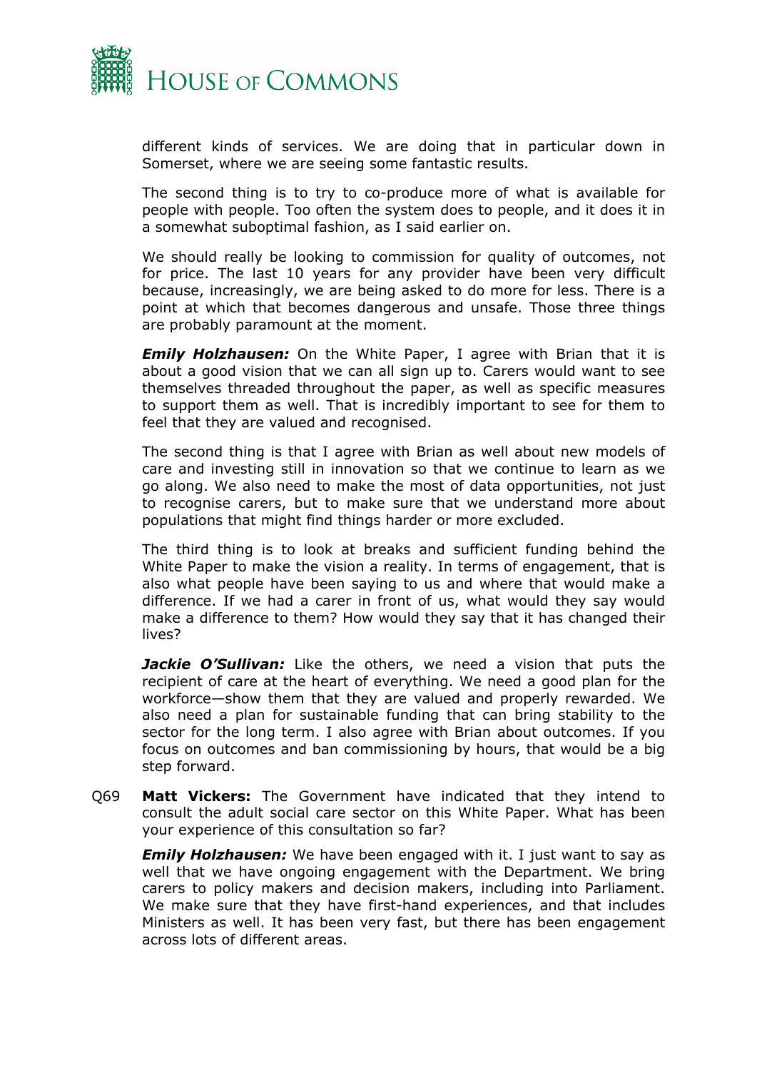different kinds of services. We are doing that in particular down in Somerset, where we are seeing some fantastic results.

The second thing is to try to co-produce more of what is available for people with people. Too often the system does to people, and it does it in a somewhat suboptimal fashion, as I said earlier on.

We should really be looking to commission for quality of outcomes, not for price. The last 10 years for any provider have been very difficult because, increasingly, we are being asked to do more for less. There is a point at which that becomes dangerous and unsafe. Those three things are probably paramount at the moment.

***Emily Holzhausen:*** On the White Paper, I agree with Brian that it is about a good vision that we can all sign up to. Carers would want to see themselves threaded throughout the paper, as well as specific measures to support them as well. That is incredibly important to see for them to feel that they are valued and recognised.

The second thing is that I agree with Brian as well about new models of care and investing still in innovation so that we continue to learn as we go along. We also need to make the most of data opportunities, not just to recognise carers, but to make sure that we understand more about populations that might find things harder or more excluded.

The third thing is to look at breaks and sufficient funding behind the White Paper to make the vision a reality. In terms of engagement, that is also what people have been saying to us and where that would make a difference. If we had a carer in front of us, what would they say would make a difference to them? How would they say that it has changed their lives?

***Jackie O'Sullivan:*** Like the others, we need a vision that puts the recipient of care at the heart of everything. We need a good plan for the workforce—show them that they are valued and properly rewarded. We also need a plan for sustainable funding that can bring stability to the sector for the long term. I also agree with Brian about outcomes. If you focus on outcomes and ban commissioning by hours, that would be a big step forward.

Q69 **Matt Vickers:** The Government have indicated that they intend to consult the adult social care sector on this White Paper. What has been your experience of this consultation so far?

***Emily Holzhausen:*** We have been engaged with it. I just want to say as well that we have ongoing engagement with the Department. We bring carers to policy makers and decision makers, including into Parliament. We make sure that they have first-hand experiences, and that includes Ministers as well. It has been very fast, but there has been engagement across lots of different areas.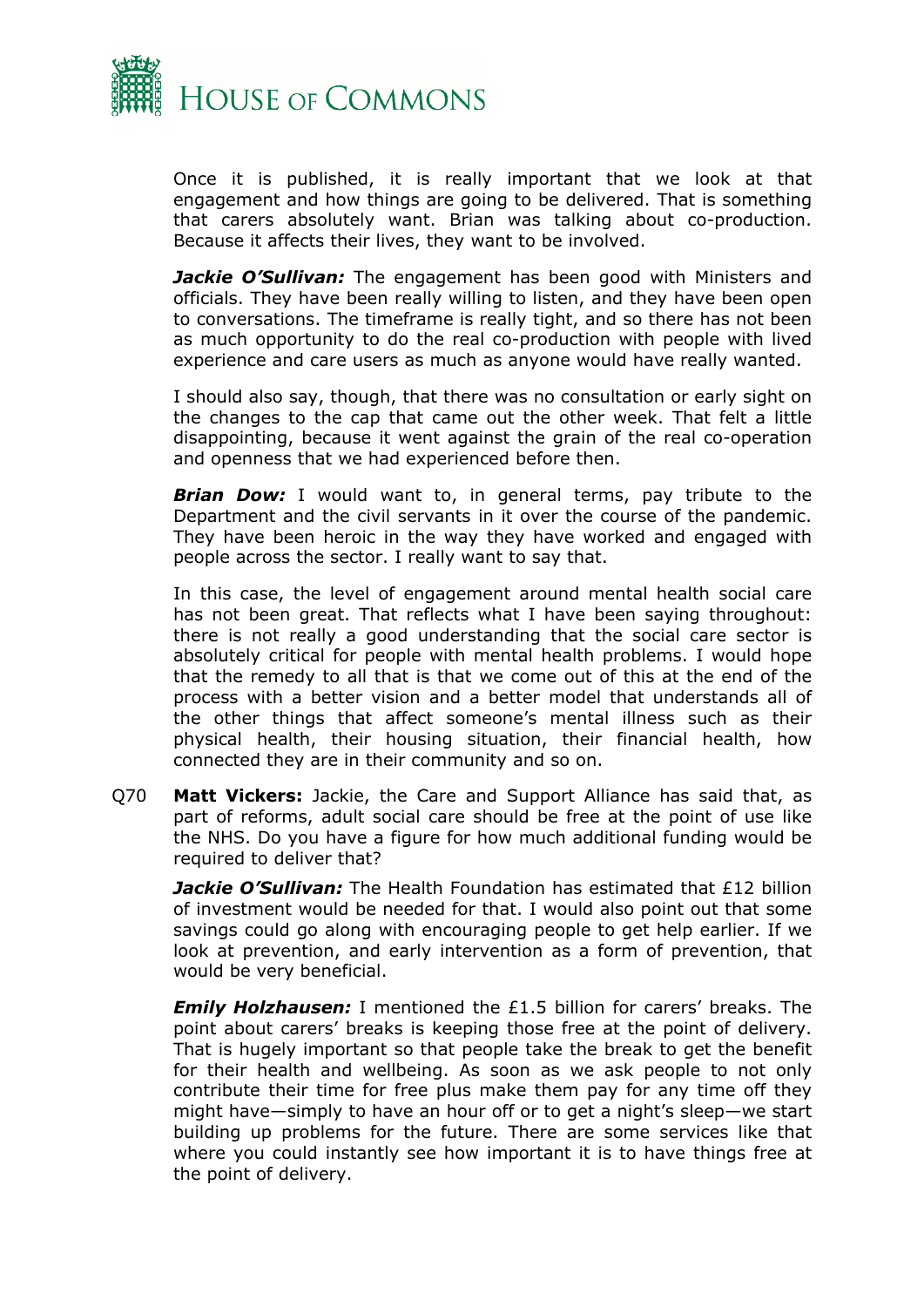Once it is published, it is really important that we look at that engagement and how things are going to be delivered. That is something that carers absolutely want. Brian was talking about co-production. Because it affects their lives, they want to be involved.

***Jackie O'Sullivan:*** The engagement has been good with Ministers and officials. They have been really willing to listen, and they have been open to conversations. The timeframe is really tight, and so there has not been as much opportunity to do the real co-production with people with lived experience and care users as much as anyone would have really wanted.

I should also say, though, that there was no consultation or early sight on the changes to the cap that came out the other week. That felt a little disappointing, because it went against the grain of the real co-operation and openness that we had experienced before then.

***Brian Dow:*** I would want to, in general terms, pay tribute to the Department and the civil servants in it over the course of the pandemic. They have been heroic in the way they have worked and engaged with people across the sector. I really want to say that.

In this case, the level of engagement around mental health social care has not been great. That reflects what I have been saying throughout: there is not really a good understanding that the social care sector is absolutely critical for people with mental health problems. I would hope that the remedy to all that is that we come out of this at the end of the process with a better vision and a better model that understands all of the other things that affect someone's mental illness such as their physical health, their housing situation, their financial health, how connected they are in their community and so on.

Q70 **Matt Vickers:** Jackie, the Care and Support Alliance has said that, as part of reforms, adult social care should be free at the point of use like the NHS. Do you have a figure for how much additional funding would be required to deliver that?

***Jackie O'Sullivan:*** The Health Foundation has estimated that £12 billion of investment would be needed for that. I would also point out that some savings could go along with encouraging people to get help earlier. If we look at prevention, and early intervention as a form of prevention, that would be very beneficial.

***Emily Holzhausen:*** I mentioned the £1.5 billion for carers' breaks. The point about carers' breaks is keeping those free at the point of delivery. That is hugely important so that people take the break to get the benefit for their health and wellbeing. As soon as we ask people to not only contribute their time for free plus make them pay for any time off they might have—simply to have an hour off or to get a night's sleep—we start building up problems for the future. There are some services like that where you could instantly see how important it is to have things free at the point of delivery.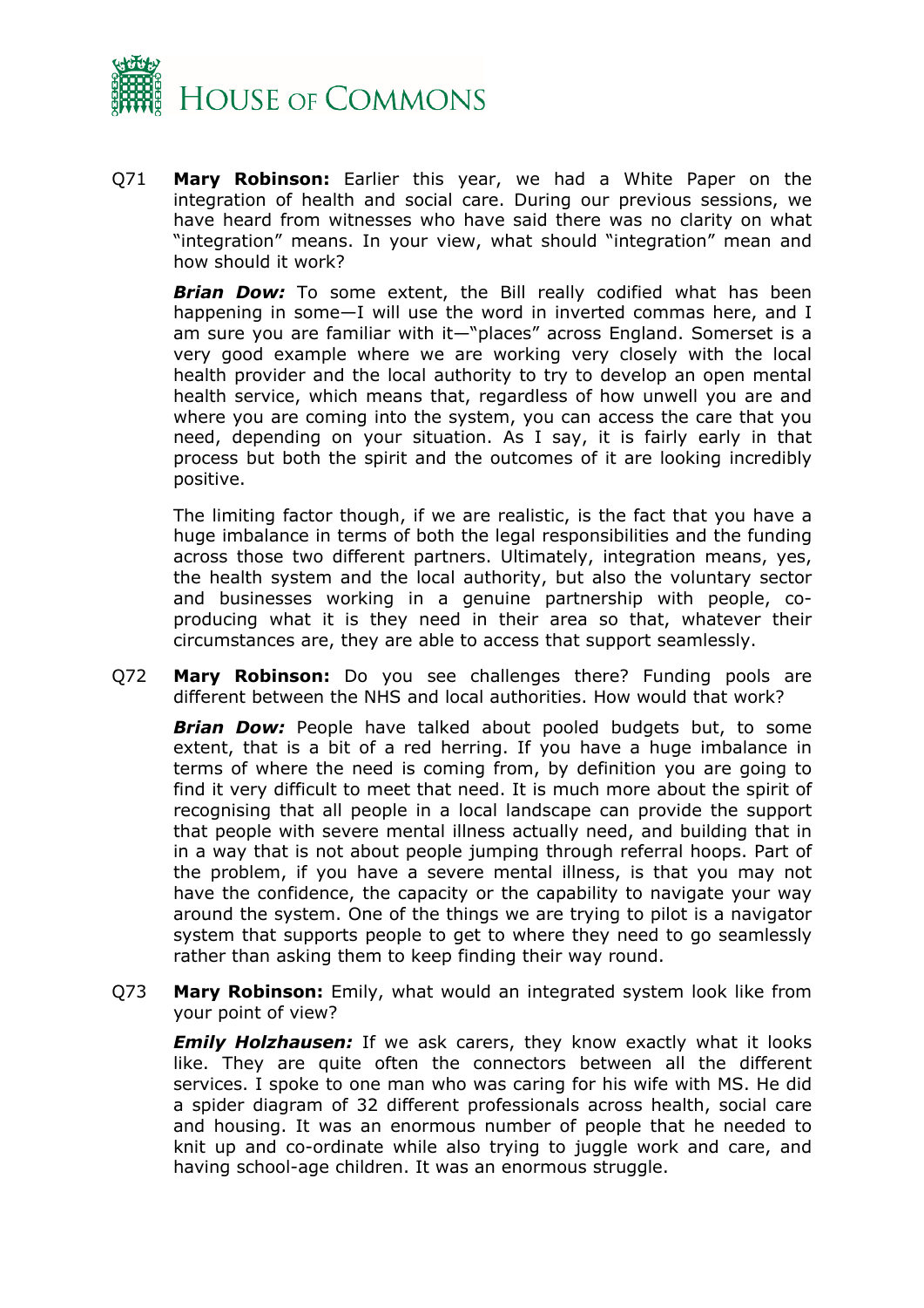Q71 **Mary Robinson:** Earlier this year, we had a White Paper on the integration of health and social care. During our previous sessions, we have heard from witnesses who have said there was no clarity on what "integration" means. In your view, what should "integration" mean and how should it work?

***Brian Dow:*** To some extent, the Bill really codified what has been happening in some—I will use the word in inverted commas here, and I am sure you are familiar with it—"places" across England. Somerset is a very good example where we are working very closely with the local health provider and the local authority to try to develop an open mental health service, which means that, regardless of how unwell you are and where you are coming into the system, you can access the care that you need, depending on your situation. As I say, it is fairly early in that process but both the spirit and the outcomes of it are looking incredibly positive.

The limiting factor though, if we are realistic, is the fact that you have a huge imbalance in terms of both the legal responsibilities and the funding across those two different partners. Ultimately, integration means, yes, the health system and the local authority, but also the voluntary sector and businesses working in a genuine partnership with people, co-producing what it is they need in their area so that, whatever their circumstances are, they are able to access that support seamlessly.

Q72 **Mary Robinson:** Do you see challenges there? Funding pools are different between the NHS and local authorities. How would that work?

***Brian Dow:*** People have talked about pooled budgets but, to some extent, that is a bit of a red herring. If you have a huge imbalance in terms of where the need is coming from, by definition you are going to find it very difficult to meet that need. It is much more about the spirit of recognising that all people in a local landscape can provide the support that people with severe mental illness actually need, and building that in in a way that is not about people jumping through referral hoops. Part of the problem, if you have a severe mental illness, is that you may not have the confidence, the capacity or the capability to navigate your way around the system. One of the things we are trying to pilot is a navigator system that supports people to get to where they need to go seamlessly rather than asking them to keep finding their way round.

Q73 **Mary Robinson:** Emily, what would an integrated system look like from your point of view?

***Emily Holzhausen:*** If we ask carers, they know exactly what it looks like. They are quite often the connectors between all the different services. I spoke to one man who was caring for his wife with MS. He did a spider diagram of 32 different professionals across health, social care and housing. It was an enormous number of people that he needed to knit up and co-ordinate while also trying to juggle work and care, and having school-age children. It was an enormous struggle.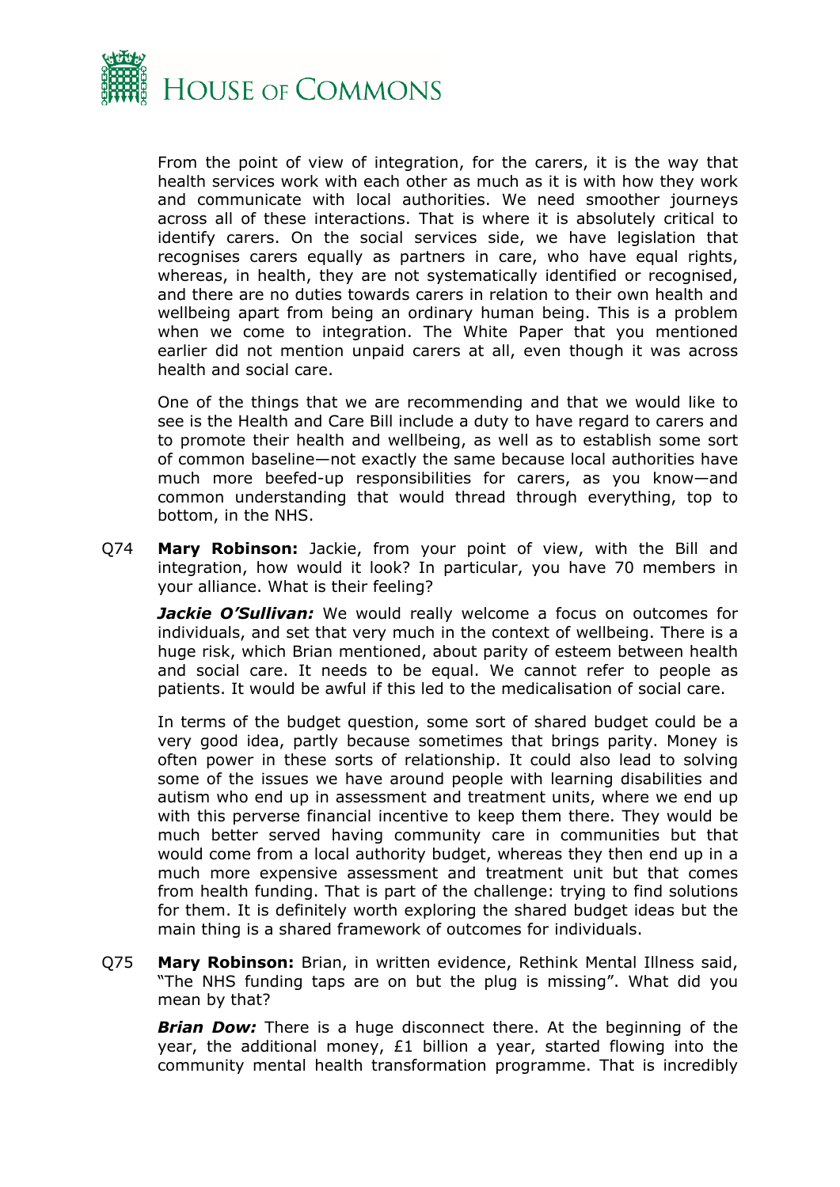From the point of view of integration, for the carers, it is the way that health services work with each other as much as it is with how they work and communicate with local authorities. We need smoother journeys across all of these interactions. That is where it is absolutely critical to identify carers. On the social services side, we have legislation that recognises carers equally as partners in care, who have equal rights, whereas, in health, they are not systematically identified or recognised, and there are no duties towards carers in relation to their own health and wellbeing apart from being an ordinary human being. This is a problem when we come to integration. The White Paper that you mentioned earlier did not mention unpaid carers at all, even though it was across health and social care.

One of the things that we are recommending and that we would like to see is the Health and Care Bill include a duty to have regard to carers and to promote their health and wellbeing, as well as to establish some sort of common baseline—not exactly the same because local authorities have much more beefed-up responsibilities for carers, as you know—and common understanding that would thread through everything, top to bottom, in the NHS.

Q74 **Mary Robinson:** Jackie, from your point of view, with the Bill and integration, how would it look? In particular, you have 70 members in your alliance. What is their feeling?

***Jackie O'Sullivan:*** We would really welcome a focus on outcomes for individuals, and set that very much in the context of wellbeing. There is a huge risk, which Brian mentioned, about parity of esteem between health and social care. It needs to be equal. We cannot refer to people as patients. It would be awful if this led to the medicalisation of social care.

In terms of the budget question, some sort of shared budget could be a very good idea, partly because sometimes that brings parity. Money is often power in these sorts of relationship. It could also lead to solving some of the issues we have around people with learning disabilities and autism who end up in assessment and treatment units, where we end up with this perverse financial incentive to keep them there. They would be much better served having community care in communities but that would come from a local authority budget, whereas they then end up in a much more expensive assessment and treatment unit but that comes from health funding. That is part of the challenge: trying to find solutions for them. It is definitely worth exploring the shared budget ideas but the main thing is a shared framework of outcomes for individuals.

Q75 **Mary Robinson:** Brian, in written evidence, Rethink Mental Illness said, "The NHS funding taps are on but the plug is missing". What did you mean by that?

***Brian Dow:*** There is a huge disconnect there. At the beginning of the year, the additional money, £1 billion a year, started flowing into the community mental health transformation programme. That is incredibly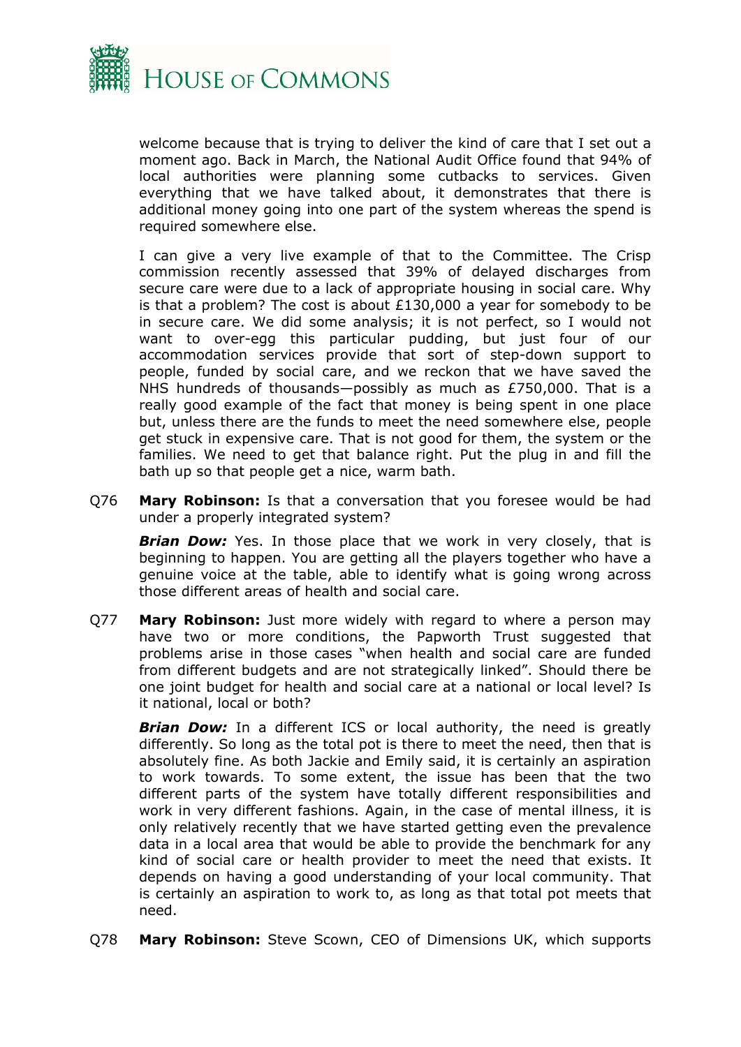welcome because that is trying to deliver the kind of care that I set out a moment ago. Back in March, the National Audit Office found that 94% of local authorities were planning some cutbacks to services. Given everything that we have talked about, it demonstrates that there is additional money going into one part of the system whereas the spend is required somewhere else.

I can give a very live example of that to the Committee. The Crisp commission recently assessed that 39% of delayed discharges from secure care were due to a lack of appropriate housing in social care. Why is that a problem? The cost is about £130,000 a year for somebody to be in secure care. We did some analysis; it is not perfect, so I would not want to over-egg this particular pudding, but just four of our accommodation services provide that sort of step-down support to people, funded by social care, and we reckon that we have saved the NHS hundreds of thousands—possibly as much as £750,000. That is a really good example of the fact that money is being spent in one place but, unless there are the funds to meet the need somewhere else, people get stuck in expensive care. That is not good for them, the system or the families. We need to get that balance right. Put the plug in and fill the bath up so that people get a nice, warm bath.

Q76 **Mary Robinson:** Is that a conversation that you foresee would be had under a properly integrated system?

***Brian Dow:*** Yes. In those place that we work in very closely, that is beginning to happen. You are getting all the players together who have a genuine voice at the table, able to identify what is going wrong across those different areas of health and social care.

Q77 **Mary Robinson:** Just more widely with regard to where a person may have two or more conditions, the Papworth Trust suggested that problems arise in those cases "when health and social care are funded from different budgets and are not strategically linked". Should there be one joint budget for health and social care at a national or local level? Is it national, local or both?

***Brian Dow:*** In a different ICS or local authority, the need is greatly differently. So long as the total pot is there to meet the need, then that is absolutely fine. As both Jackie and Emily said, it is certainly an aspiration to work towards. To some extent, the issue has been that the two different parts of the system have totally different responsibilities and work in very different fashions. Again, in the case of mental illness, it is only relatively recently that we have started getting even the prevalence data in a local area that would be able to provide the benchmark for any kind of social care or health provider to meet the need that exists. It depends on having a good understanding of your local community. That is certainly an aspiration to work to, as long as that total pot meets that need.

Q78 **Mary Robinson:** Steve Scown, CEO of Dimensions UK, which supports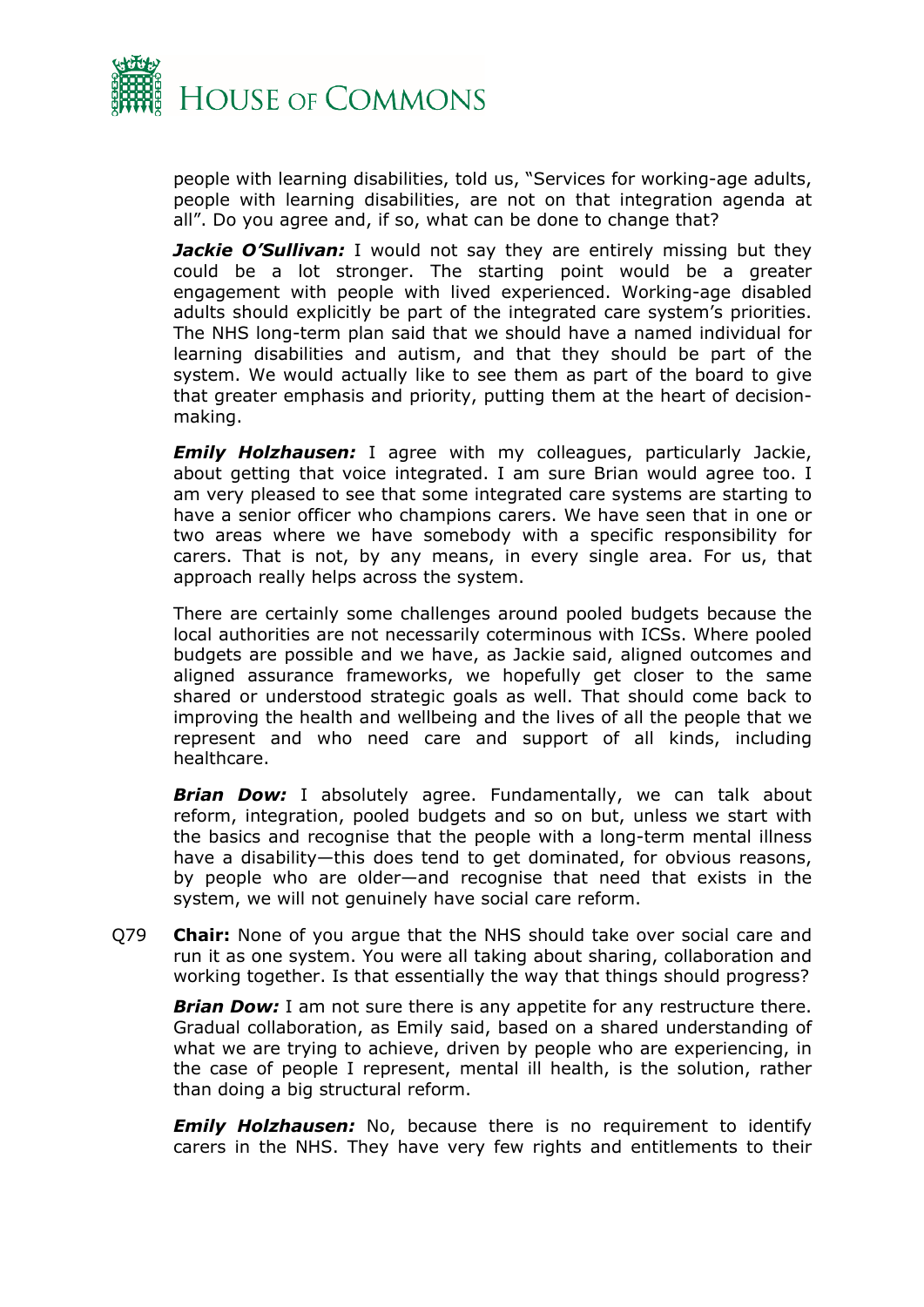people with learning disabilities, told us, "Services for working-age adults, people with learning disabilities, are not on that integration agenda at all". Do you agree and, if so, what can be done to change that?

***Jackie O'Sullivan:*** I would not say they are entirely missing but they could be a lot stronger. The starting point would be a greater engagement with people with lived experienced. Working-age disabled adults should explicitly be part of the integrated care system's priorities. The NHS long-term plan said that we should have a named individual for learning disabilities and autism, and that they should be part of the system. We would actually like to see them as part of the board to give that greater emphasis and priority, putting them at the heart of decision-making.

***Emily Holzhausen:*** I agree with my colleagues, particularly Jackie, about getting that voice integrated. I am sure Brian would agree too. I am very pleased to see that some integrated care systems are starting to have a senior officer who champions carers. We have seen that in one or two areas where we have somebody with a specific responsibility for carers. That is not, by any means, in every single area. For us, that approach really helps across the system.

There are certainly some challenges around pooled budgets because the local authorities are not necessarily coterminous with ICSs. Where pooled budgets are possible and we have, as Jackie said, aligned outcomes and aligned assurance frameworks, we hopefully get closer to the same shared or understood strategic goals as well. That should come back to improving the health and wellbeing and the lives of all the people that we represent and who need care and support of all kinds, including healthcare.

***Brian Dow:*** I absolutely agree. Fundamentally, we can talk about reform, integration, pooled budgets and so on but, unless we start with the basics and recognise that the people with a long-term mental illness have a disability—this does tend to get dominated, for obvious reasons, by people who are older—and recognise that need that exists in the system, we will not genuinely have social care reform.

Q79 **Chair:** None of you argue that the NHS should take over social care and run it as one system. You were all taking about sharing, collaboration and working together. Is that essentially the way that things should progress?

***Brian Dow:*** I am not sure there is any appetite for any restructure there. Gradual collaboration, as Emily said, based on a shared understanding of what we are trying to achieve, driven by people who are experiencing, in the case of people I represent, mental ill health, is the solution, rather than doing a big structural reform.

***Emily Holzhausen:*** No, because there is no requirement to identify carers in the NHS. They have very few rights and entitlements to their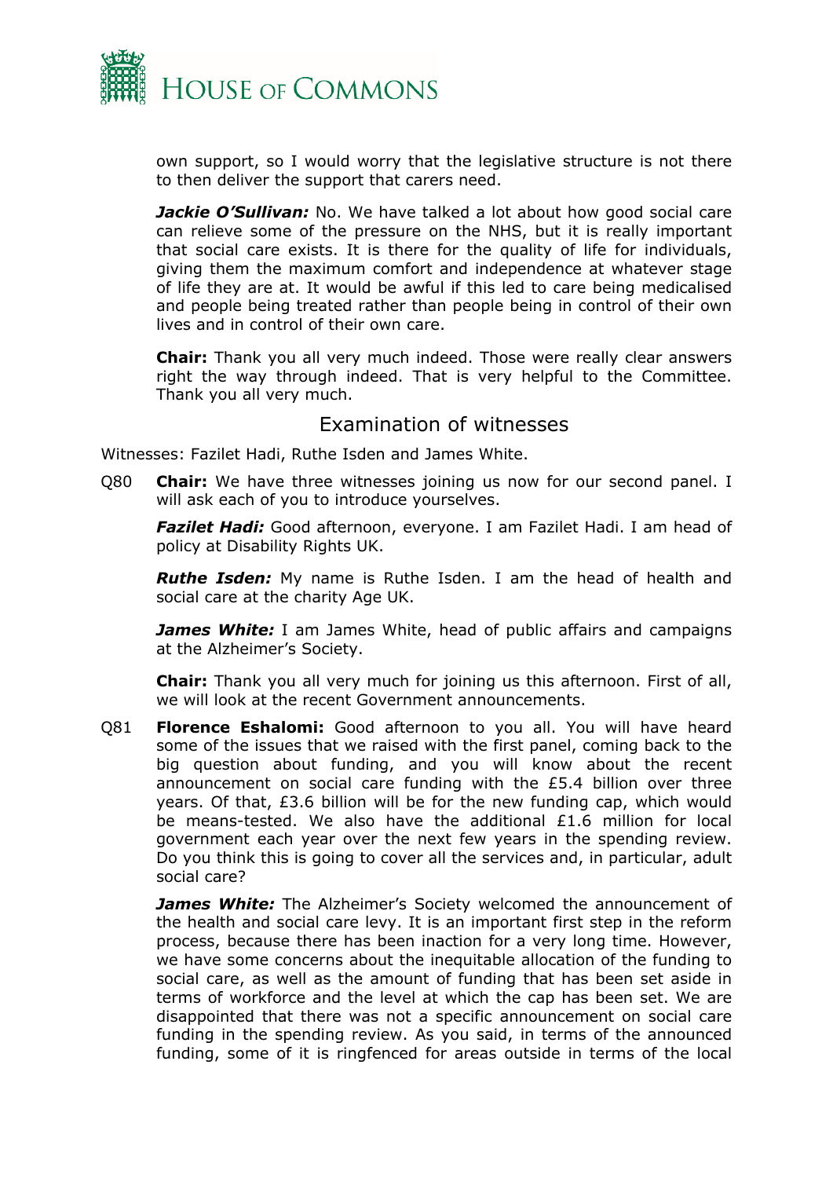own support, so I would worry that the legislative structure is not there to then deliver the support that carers need.

***Jackie O'Sullivan:*** No. We have talked a lot about how good social care can relieve some of the pressure on the NHS, but it is really important that social care exists. It is there for the quality of life for individuals, giving them the maximum comfort and independence at whatever stage of life they are at. It would be awful if this led to care being medicalised and people being treated rather than people being in control of their own lives and in control of their own care.

**Chair:** Thank you all very much indeed. Those were really clear answers right the way through indeed. That is very helpful to the Committee. Thank you all very much.

## Examination of witnesses

Witnesses: Fazilet Hadi, Ruthe Isden and James White.

Q80 **Chair:** We have three witnesses joining us now for our second panel. I will ask each of you to introduce yourselves.

***Fazilet Hadi:*** Good afternoon, everyone. I am Fazilet Hadi. I am head of policy at Disability Rights UK.

***Ruthe Isden:*** My name is Ruthe Isden. I am the head of health and social care at the charity Age UK.

***James White:*** I am James White, head of public affairs and campaigns at the Alzheimer's Society.

**Chair:** Thank you all very much for joining us this afternoon. First of all, we will look at the recent Government announcements.

Q81 **Florence Eshalomi:** Good afternoon to you all. You will have heard some of the issues that we raised with the first panel, coming back to the big question about funding, and you will know about the recent announcement on social care funding with the £5.4 billion over three years. Of that, £3.6 billion will be for the new funding cap, which would be means-tested. We also have the additional £1.6 million for local government each year over the next few years in the spending review. Do you think this is going to cover all the services and, in particular, adult social care?

***James White:*** The Alzheimer's Society welcomed the announcement of the health and social care levy. It is an important first step in the reform process, because there has been inaction for a very long time. However, we have some concerns about the inequitable allocation of the funding to social care, as well as the amount of funding that has been set aside in terms of workforce and the level at which the cap has been set. We are disappointed that there was not a specific announcement on social care funding in the spending review. As you said, in terms of the announced funding, some of it is ringfenced for areas outside in terms of the local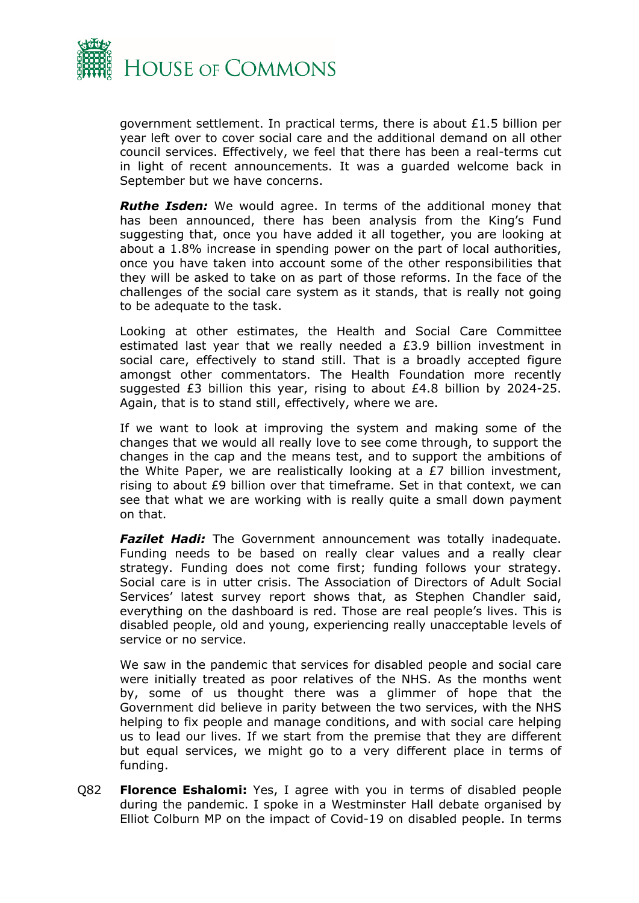government settlement. In practical terms, there is about £1.5 billion per year left over to cover social care and the additional demand on all other council services. Effectively, we feel that there has been a real-terms cut in light of recent announcements. It was a guarded welcome back in September but we have concerns.

***Ruthe Isden:*** We would agree. In terms of the additional money that has been announced, there has been analysis from the King's Fund suggesting that, once you have added it all together, you are looking at about a 1.8% increase in spending power on the part of local authorities, once you have taken into account some of the other responsibilities that they will be asked to take on as part of those reforms. In the face of the challenges of the social care system as it stands, that is really not going to be adequate to the task.

Looking at other estimates, the Health and Social Care Committee estimated last year that we really needed a £3.9 billion investment in social care, effectively to stand still. That is a broadly accepted figure amongst other commentators. The Health Foundation more recently suggested £3 billion this year, rising to about £4.8 billion by 2024-25. Again, that is to stand still, effectively, where we are.

If we want to look at improving the system and making some of the changes that we would all really love to see come through, to support the changes in the cap and the means test, and to support the ambitions of the White Paper, we are realistically looking at a £7 billion investment, rising to about £9 billion over that timeframe. Set in that context, we can see that what we are working with is really quite a small down payment on that.

***Fazilet Hadi:*** The Government announcement was totally inadequate. Funding needs to be based on really clear values and a really clear strategy. Funding does not come first; funding follows your strategy. Social care is in utter crisis. The Association of Directors of Adult Social Services' latest survey report shows that, as Stephen Chandler said, everything on the dashboard is red. Those are real people's lives. This is disabled people, old and young, experiencing really unacceptable levels of service or no service.

We saw in the pandemic that services for disabled people and social care were initially treated as poor relatives of the NHS. As the months went by, some of us thought there was a glimmer of hope that the Government did believe in parity between the two services, with the NHS helping to fix people and manage conditions, and with social care helping us to lead our lives. If we start from the premise that they are different but equal services, we might go to a very different place in terms of funding.

Q82 **Florence Eshalomi:** Yes, I agree with you in terms of disabled people during the pandemic. I spoke in a Westminster Hall debate organised by Elliot Colburn MP on the impact of Covid-19 on disabled people. In terms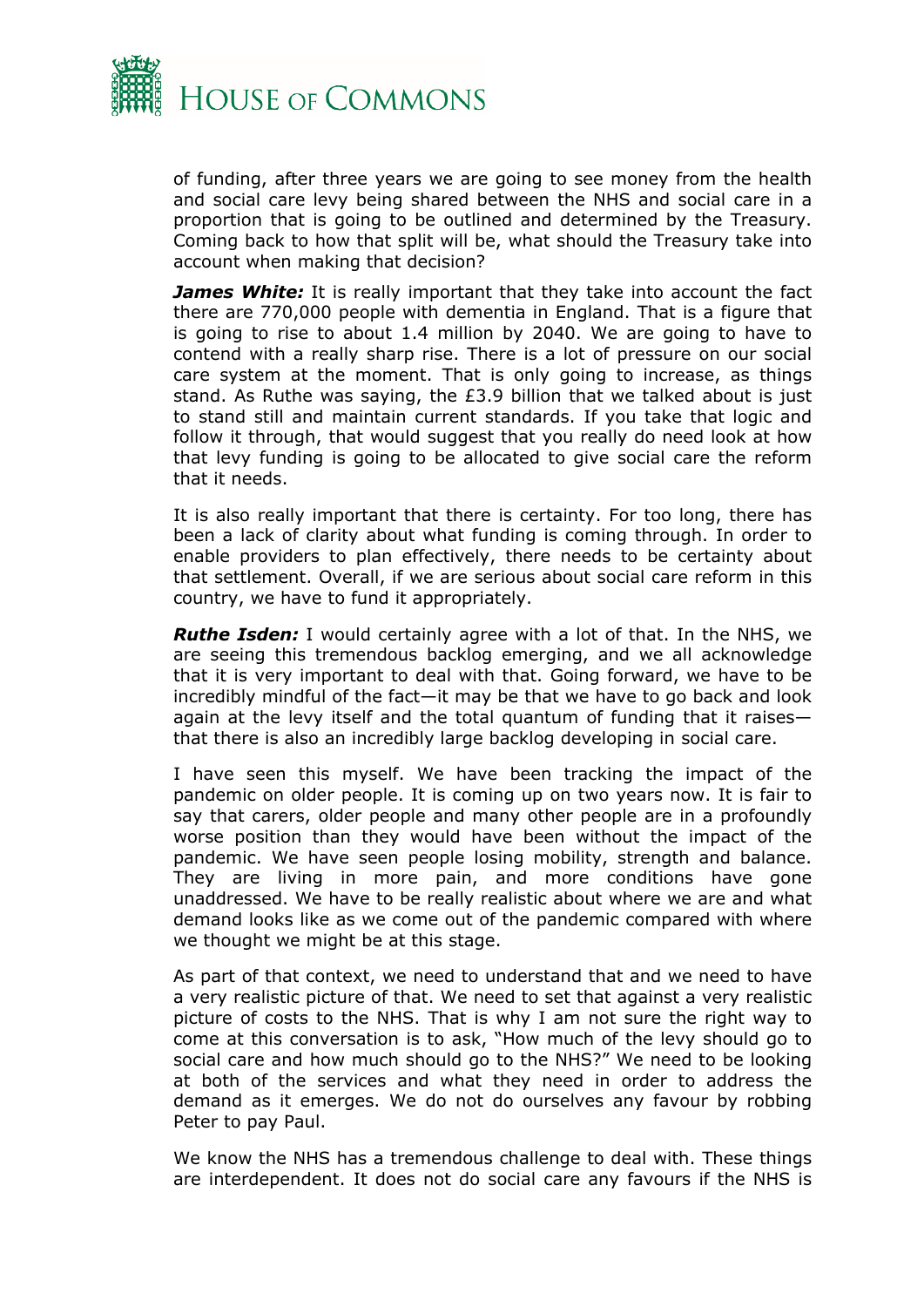of funding, after three years we are going to see money from the health and social care levy being shared between the NHS and social care in a proportion that is going to be outlined and determined by the Treasury. Coming back to how that split will be, what should the Treasury take into account when making that decision?

***James White:*** It is really important that they take into account the fact there are 770,000 people with dementia in England. That is a figure that is going to rise to about 1.4 million by 2040. We are going to have to contend with a really sharp rise. There is a lot of pressure on our social care system at the moment. That is only going to increase, as things stand. As Ruthe was saying, the £3.9 billion that we talked about is just to stand still and maintain current standards. If you take that logic and follow it through, that would suggest that you really do need look at how that levy funding is going to be allocated to give social care the reform that it needs.

It is also really important that there is certainty. For too long, there has been a lack of clarity about what funding is coming through. In order to enable providers to plan effectively, there needs to be certainty about that settlement. Overall, if we are serious about social care reform in this country, we have to fund it appropriately.

***Ruthe Isden:*** I would certainly agree with a lot of that. In the NHS, we are seeing this tremendous backlog emerging, and we all acknowledge that it is very important to deal with that. Going forward, we have to be incredibly mindful of the fact—it may be that we have to go back and look again at the levy itself and the total quantum of funding that it raises—that there is also an incredibly large backlog developing in social care.

I have seen this myself. We have been tracking the impact of the pandemic on older people. It is coming up on two years now. It is fair to say that carers, older people and many other people are in a profoundly worse position than they would have been without the impact of the pandemic. We have seen people losing mobility, strength and balance. They are living in more pain, and more conditions have gone unaddressed. We have to be really realistic about where we are and what demand looks like as we come out of the pandemic compared with where we thought we might be at this stage.

As part of that context, we need to understand that and we need to have a very realistic picture of that. We need to set that against a very realistic picture of costs to the NHS. That is why I am not sure the right way to come at this conversation is to ask, "How much of the levy should go to social care and how much should go to the NHS?" We need to be looking at both of the services and what they need in order to address the demand as it emerges. We do not do ourselves any favour by robbing Peter to pay Paul.

We know the NHS has a tremendous challenge to deal with. These things are interdependent. It does not do social care any favours if the NHS is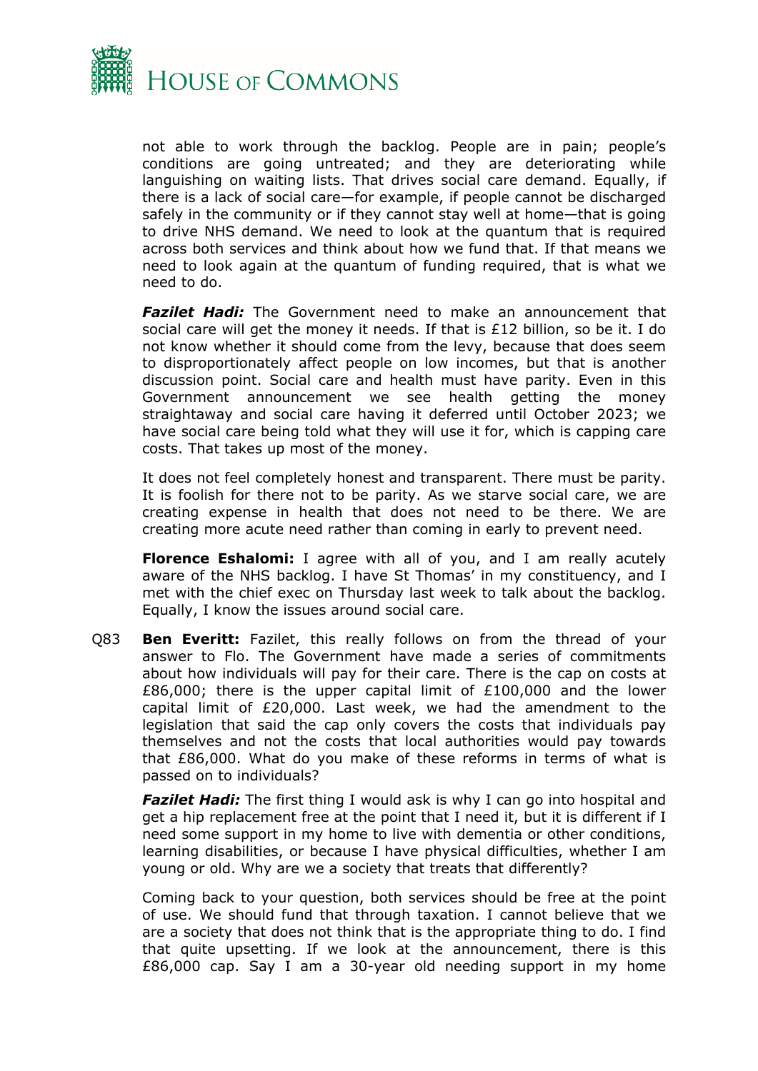not able to work through the backlog. People are in pain; people's conditions are going untreated; and they are deteriorating while languishing on waiting lists. That drives social care demand. Equally, if there is a lack of social care—for example, if people cannot be discharged safely in the community or if they cannot stay well at home—that is going to drive NHS demand. We need to look at the quantum that is required across both services and think about how we fund that. If that means we need to look again at the quantum of funding required, that is what we need to do.

***Fazilet Hadi:*** The Government need to make an announcement that social care will get the money it needs. If that is £12 billion, so be it. I do not know whether it should come from the levy, because that does seem to disproportionately affect people on low incomes, but that is another discussion point. Social care and health must have parity. Even in this Government announcement we see health getting the money straightaway and social care having it deferred until October 2023; we have social care being told what they will use it for, which is capping care costs. That takes up most of the money.

It does not feel completely honest and transparent. There must be parity. It is foolish for there not to be parity. As we starve social care, we are creating expense in health that does not need to be there. We are creating more acute need rather than coming in early to prevent need.

**Florence Eshalomi:** I agree with all of you, and I am really acutely aware of the NHS backlog. I have St Thomas' in my constituency, and I met with the chief exec on Thursday last week to talk about the backlog. Equally, I know the issues around social care.

Q83 **Ben Everitt:** Fazilet, this really follows on from the thread of your answer to Flo. The Government have made a series of commitments about how individuals will pay for their care. There is the cap on costs at £86,000; there is the upper capital limit of £100,000 and the lower capital limit of £20,000. Last week, we had the amendment to the legislation that said the cap only covers the costs that individuals pay themselves and not the costs that local authorities would pay towards that £86,000. What do you make of these reforms in terms of what is passed on to individuals?

***Fazilet Hadi:*** The first thing I would ask is why I can go into hospital and get a hip replacement free at the point that I need it, but it is different if I need some support in my home to live with dementia or other conditions, learning disabilities, or because I have physical difficulties, whether I am young or old. Why are we a society that treats that differently?

Coming back to your question, both services should be free at the point of use. We should fund that through taxation. I cannot believe that we are a society that does not think that is the appropriate thing to do. I find that quite upsetting. If we look at the announcement, there is this £86,000 cap. Say I am a 30-year old needing support in my home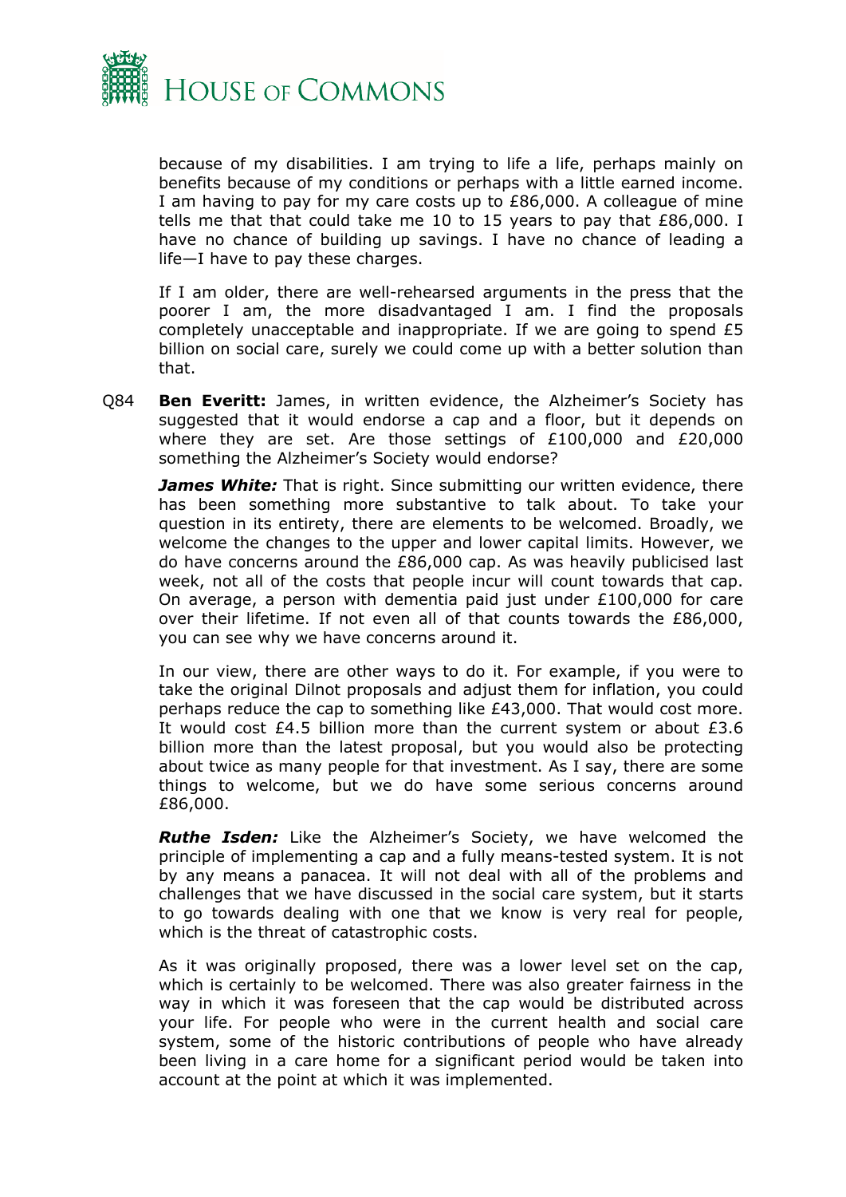because of my disabilities. I am trying to life a life, perhaps mainly on benefits because of my conditions or perhaps with a little earned income. I am having to pay for my care costs up to £86,000. A colleague of mine tells me that that could take me 10 to 15 years to pay that £86,000. I have no chance of building up savings. I have no chance of leading a life—I have to pay these charges.

If I am older, there are well-rehearsed arguments in the press that the poorer I am, the more disadvantaged I am. I find the proposals completely unacceptable and inappropriate. If we are going to spend £5 billion on social care, surely we could come up with a better solution than that.

Q84 **Ben Everitt:** James, in written evidence, the Alzheimer's Society has suggested that it would endorse a cap and a floor, but it depends on where they are set. Are those settings of £100,000 and £20,000 something the Alzheimer's Society would endorse?

***James White:*** That is right. Since submitting our written evidence, there has been something more substantive to talk about. To take your question in its entirety, there are elements to be welcomed. Broadly, we welcome the changes to the upper and lower capital limits. However, we do have concerns around the £86,000 cap. As was heavily publicised last week, not all of the costs that people incur will count towards that cap. On average, a person with dementia paid just under £100,000 for care over their lifetime. If not even all of that counts towards the £86,000, you can see why we have concerns around it.

In our view, there are other ways to do it. For example, if you were to take the original Dilnot proposals and adjust them for inflation, you could perhaps reduce the cap to something like £43,000. That would cost more. It would cost £4.5 billion more than the current system or about £3.6 billion more than the latest proposal, but you would also be protecting about twice as many people for that investment. As I say, there are some things to welcome, but we do have some serious concerns around £86,000.

***Ruthe Isden:*** Like the Alzheimer's Society, we have welcomed the principle of implementing a cap and a fully means-tested system. It is not by any means a panacea. It will not deal with all of the problems and challenges that we have discussed in the social care system, but it starts to go towards dealing with one that we know is very real for people, which is the threat of catastrophic costs.

As it was originally proposed, there was a lower level set on the cap, which is certainly to be welcomed. There was also greater fairness in the way in which it was foreseen that the cap would be distributed across your life. For people who were in the current health and social care system, some of the historic contributions of people who have already been living in a care home for a significant period would be taken into account at the point at which it was implemented.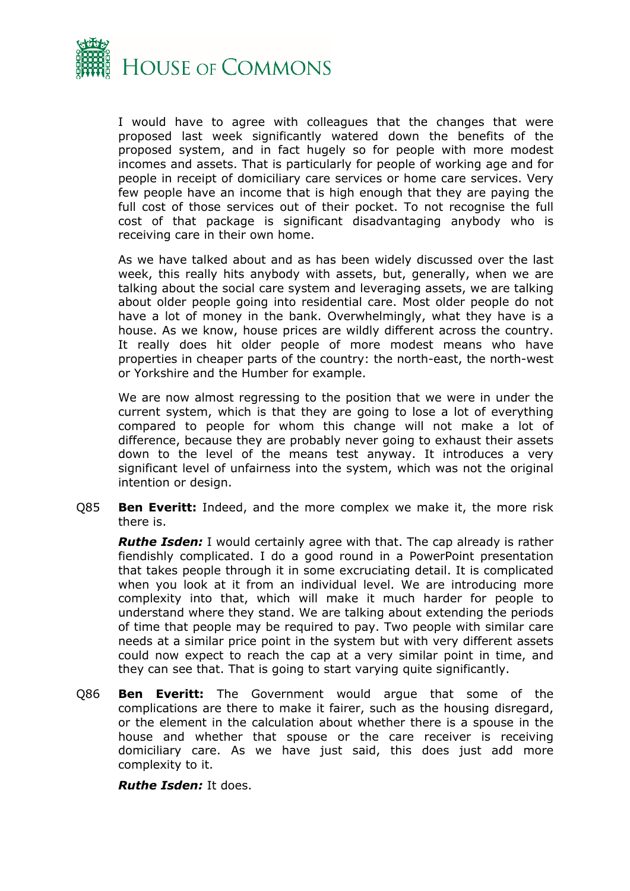I would have to agree with colleagues that the changes that were proposed last week significantly watered down the benefits of the proposed system, and in fact hugely so for people with more modest incomes and assets. That is particularly for people of working age and for people in receipt of domiciliary care services or home care services. Very few people have an income that is high enough that they are paying the full cost of those services out of their pocket. To not recognise the full cost of that package is significant disadvantaging anybody who is receiving care in their own home.

As we have talked about and as has been widely discussed over the last week, this really hits anybody with assets, but, generally, when we are talking about the social care system and leveraging assets, we are talking about older people going into residential care. Most older people do not have a lot of money in the bank. Overwhelmingly, what they have is a house. As we know, house prices are wildly different across the country. It really does hit older people of more modest means who have properties in cheaper parts of the country: the north-east, the north-west or Yorkshire and the Humber for example.

We are now almost regressing to the position that we were in under the current system, which is that they are going to lose a lot of everything compared to people for whom this change will not make a lot of difference, because they are probably never going to exhaust their assets down to the level of the means test anyway. It introduces a very significant level of unfairness into the system, which was not the original intention or design.

Q85 **Ben Everitt:** Indeed, and the more complex we make it, the more risk there is.

***Ruthe Isden:*** I would certainly agree with that. The cap already is rather fiendishly complicated. I do a good round in a PowerPoint presentation that takes people through it in some excruciating detail. It is complicated when you look at it from an individual level. We are introducing more complexity into that, which will make it much harder for people to understand where they stand. We are talking about extending the periods of time that people may be required to pay. Two people with similar care needs at a similar price point in the system but with very different assets could now expect to reach the cap at a very similar point in time, and they can see that. That is going to start varying quite significantly.

Q86 **Ben Everitt:** The Government would argue that some of the complications are there to make it fairer, such as the housing disregard, or the element in the calculation about whether there is a spouse in the house and whether that spouse or the care receiver is receiving domiciliary care. As we have just said, this does just add more complexity to it.

***Ruthe Isden:*** It does.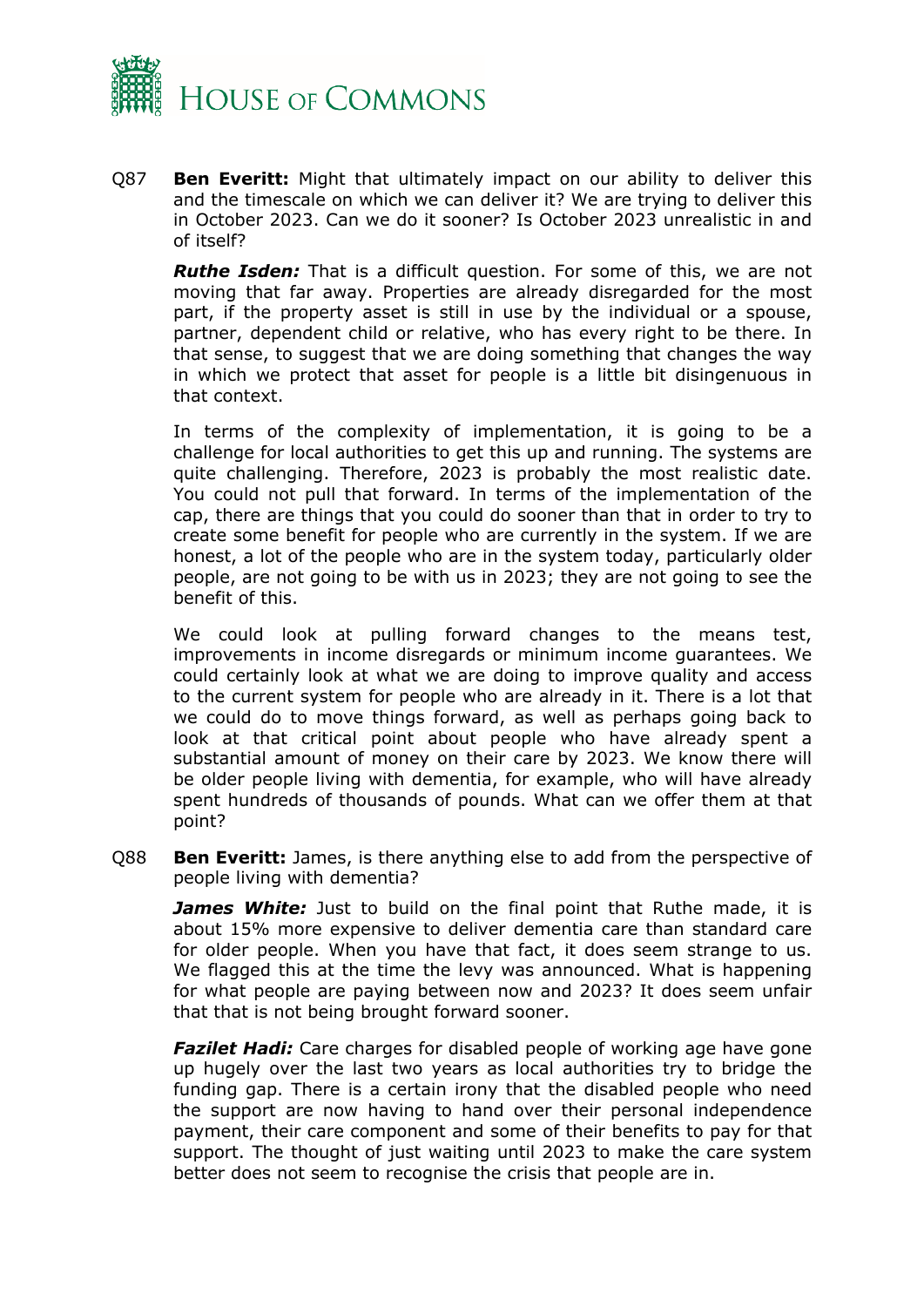Q87 **Ben Everitt:** Might that ultimately impact on our ability to deliver this and the timescale on which we can deliver it? We are trying to deliver this in October 2023. Can we do it sooner? Is October 2023 unrealistic in and of itself?

***Ruthe Isden:*** That is a difficult question. For some of this, we are not moving that far away. Properties are already disregarded for the most part, if the property asset is still in use by the individual or a spouse, partner, dependent child or relative, who has every right to be there. In that sense, to suggest that we are doing something that changes the way in which we protect that asset for people is a little bit disingenuous in that context.

In terms of the complexity of implementation, it is going to be a challenge for local authorities to get this up and running. The systems are quite challenging. Therefore, 2023 is probably the most realistic date. You could not pull that forward. In terms of the implementation of the cap, there are things that you could do sooner than that in order to try to create some benefit for people who are currently in the system. If we are honest, a lot of the people who are in the system today, particularly older people, are not going to be with us in 2023; they are not going to see the benefit of this.

We could look at pulling forward changes to the means test, improvements in income disregards or minimum income guarantees. We could certainly look at what we are doing to improve quality and access to the current system for people who are already in it. There is a lot that we could do to move things forward, as well as perhaps going back to look at that critical point about people who have already spent a substantial amount of money on their care by 2023. We know there will be older people living with dementia, for example, who will have already spent hundreds of thousands of pounds. What can we offer them at that point?

Q88 **Ben Everitt:** James, is there anything else to add from the perspective of people living with dementia?

***James White:*** Just to build on the final point that Ruthe made, it is about 15% more expensive to deliver dementia care than standard care for older people. When you have that fact, it does seem strange to us. We flagged this at the time the levy was announced. What is happening for what people are paying between now and 2023? It does seem unfair that that is not being brought forward sooner.

***Fazilet Hadi:*** Care charges for disabled people of working age have gone up hugely over the last two years as local authorities try to bridge the funding gap. There is a certain irony that the disabled people who need the support are now having to hand over their personal independence payment, their care component and some of their benefits to pay for that support. The thought of just waiting until 2023 to make the care system better does not seem to recognise the crisis that people are in.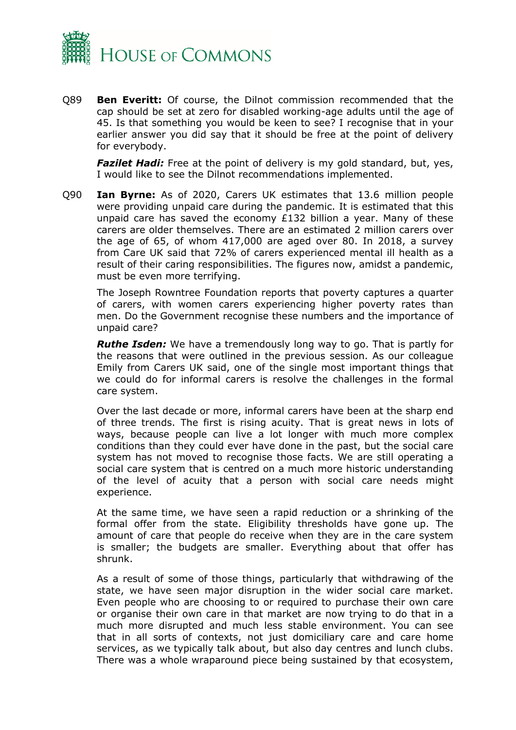Q89 **Ben Everitt:** Of course, the Dilnot commission recommended that the cap should be set at zero for disabled working-age adults until the age of 45. Is that something you would be keen to see? I recognise that in your earlier answer you did say that it should be free at the point of delivery for everybody.

***Fazilet Hadi:*** Free at the point of delivery is my gold standard, but, yes, I would like to see the Dilnot recommendations implemented.

Q90 **Ian Byrne:** As of 2020, Carers UK estimates that 13.6 million people were providing unpaid care during the pandemic. It is estimated that this unpaid care has saved the economy £132 billion a year. Many of these carers are older themselves. There are an estimated 2 million carers over the age of 65, of whom 417,000 are aged over 80. In 2018, a survey from Care UK said that 72% of carers experienced mental ill health as a result of their caring responsibilities. The figures now, amidst a pandemic, must be even more terrifying.

The Joseph Rowntree Foundation reports that poverty captures a quarter of carers, with women carers experiencing higher poverty rates than men. Do the Government recognise these numbers and the importance of unpaid care?

***Ruthe Isden:*** We have a tremendously long way to go. That is partly for the reasons that were outlined in the previous session. As our colleague Emily from Carers UK said, one of the single most important things that we could do for informal carers is resolve the challenges in the formal care system.

Over the last decade or more, informal carers have been at the sharp end of three trends. The first is rising acuity. That is great news in lots of ways, because people can live a lot longer with much more complex conditions than they could ever have done in the past, but the social care system has not moved to recognise those facts. We are still operating a social care system that is centred on a much more historic understanding of the level of acuity that a person with social care needs might experience.

At the same time, we have seen a rapid reduction or a shrinking of the formal offer from the state. Eligibility thresholds have gone up. The amount of care that people do receive when they are in the care system is smaller; the budgets are smaller. Everything about that offer has shrunk.

As a result of some of those things, particularly that withdrawing of the state, we have seen major disruption in the wider social care market. Even people who are choosing to or required to purchase their own care or organise their own care in that market are now trying to do that in a much more disrupted and much less stable environment. You can see that in all sorts of contexts, not just domiciliary care and care home services, as we typically talk about, but also day centres and lunch clubs. There was a whole wraparound piece being sustained by that ecosystem,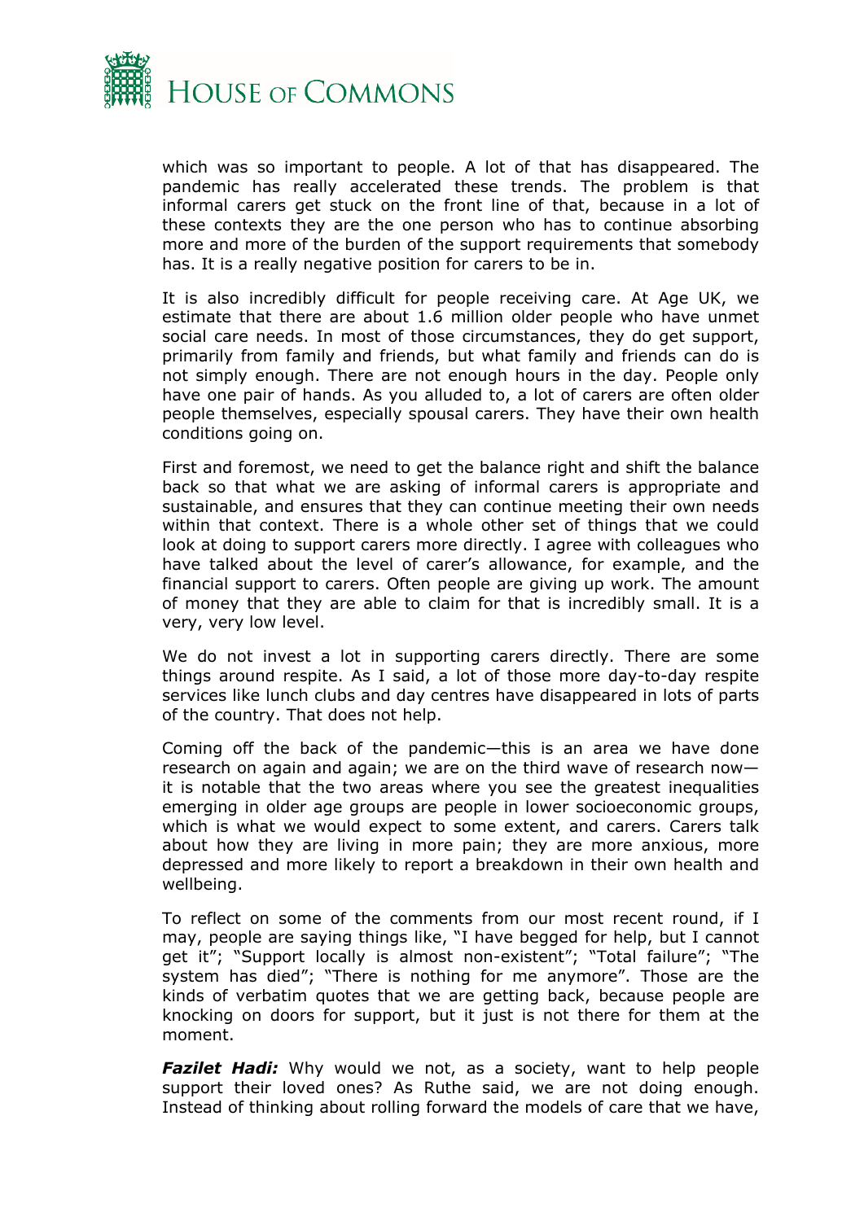which was so important to people. A lot of that has disappeared. The pandemic has really accelerated these trends. The problem is that informal carers get stuck on the front line of that, because in a lot of these contexts they are the one person who has to continue absorbing more and more of the burden of the support requirements that somebody has. It is a really negative position for carers to be in.

It is also incredibly difficult for people receiving care. At Age UK, we estimate that there are about 1.6 million older people who have unmet social care needs. In most of those circumstances, they do get support, primarily from family and friends, but what family and friends can do is not simply enough. There are not enough hours in the day. People only have one pair of hands. As you alluded to, a lot of carers are often older people themselves, especially spousal carers. They have their own health conditions going on.

First and foremost, we need to get the balance right and shift the balance back so that what we are asking of informal carers is appropriate and sustainable, and ensures that they can continue meeting their own needs within that context. There is a whole other set of things that we could look at doing to support carers more directly. I agree with colleagues who have talked about the level of carer's allowance, for example, and the financial support to carers. Often people are giving up work. The amount of money that they are able to claim for that is incredibly small. It is a very, very low level.

We do not invest a lot in supporting carers directly. There are some things around respite. As I said, a lot of those more day-to-day respite services like lunch clubs and day centres have disappeared in lots of parts of the country. That does not help.

Coming off the back of the pandemic—this is an area we have done research on again and again; we are on the third wave of research now—it is notable that the two areas where you see the greatest inequalities emerging in older age groups are people in lower socioeconomic groups, which is what we would expect to some extent, and carers. Carers talk about how they are living in more pain; they are more anxious, more depressed and more likely to report a breakdown in their own health and wellbeing.

To reflect on some of the comments from our most recent round, if I may, people are saying things like, "I have begged for help, but I cannot get it"; "Support locally is almost non-existent"; "Total failure"; "The system has died"; "There is nothing for me anymore". Those are the kinds of verbatim quotes that we are getting back, because people are knocking on doors for support, but it just is not there for them at the moment.

***Fazilet Hadi:*** Why would we not, as a society, want to help people support their loved ones? As Ruthe said, we are not doing enough. Instead of thinking about rolling forward the models of care that we have,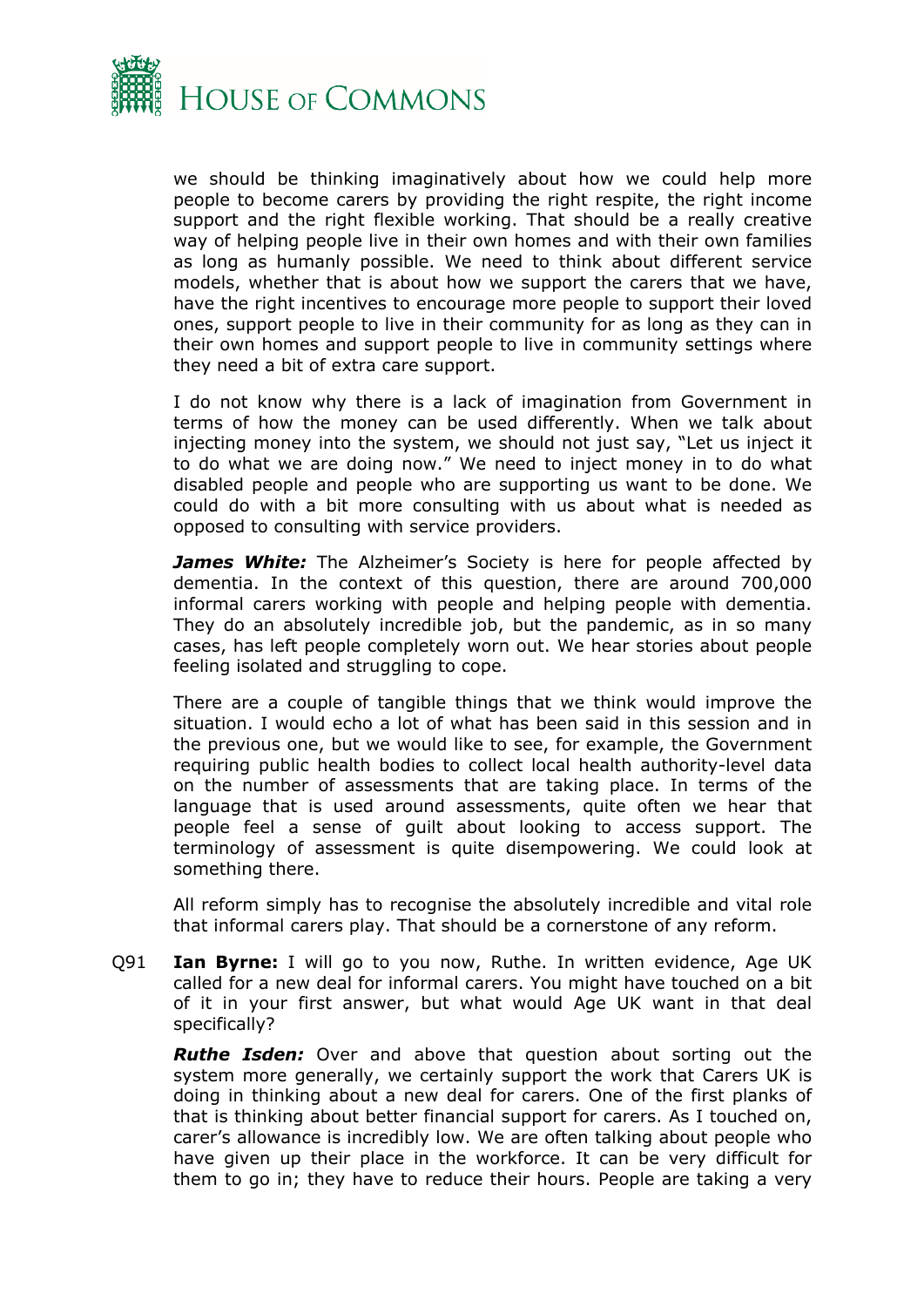we should be thinking imaginatively about how we could help more people to become carers by providing the right respite, the right income support and the right flexible working. That should be a really creative way of helping people live in their own homes and with their own families as long as humanly possible. We need to think about different service models, whether that is about how we support the carers that we have, have the right incentives to encourage more people to support their loved ones, support people to live in their community for as long as they can in their own homes and support people to live in community settings where they need a bit of extra care support.

I do not know why there is a lack of imagination from Government in terms of how the money can be used differently. When we talk about injecting money into the system, we should not just say, "Let us inject it to do what we are doing now." We need to inject money in to do what disabled people and people who are supporting us want to be done. We could do with a bit more consulting with us about what is needed as opposed to consulting with service providers.

***James White:*** The Alzheimer's Society is here for people affected by dementia. In the context of this question, there are around 700,000 informal carers working with people and helping people with dementia. They do an absolutely incredible job, but the pandemic, as in so many cases, has left people completely worn out. We hear stories about people feeling isolated and struggling to cope.

There are a couple of tangible things that we think would improve the situation. I would echo a lot of what has been said in this session and in the previous one, but we would like to see, for example, the Government requiring public health bodies to collect local health authority-level data on the number of assessments that are taking place. In terms of the language that is used around assessments, quite often we hear that people feel a sense of guilt about looking to access support. The terminology of assessment is quite disempowering. We could look at something there.

All reform simply has to recognise the absolutely incredible and vital role that informal carers play. That should be a cornerstone of any reform.

Q91 **Ian Byrne:** I will go to you now, Ruthe. In written evidence, Age UK called for a new deal for informal carers. You might have touched on a bit of it in your first answer, but what would Age UK want in that deal specifically?

***Ruthe Isden:*** Over and above that question about sorting out the system more generally, we certainly support the work that Carers UK is doing in thinking about a new deal for carers. One of the first planks of that is thinking about better financial support for carers. As I touched on, carer's allowance is incredibly low. We are often talking about people who have given up their place in the workforce. It can be very difficult for them to go in; they have to reduce their hours. People are taking a very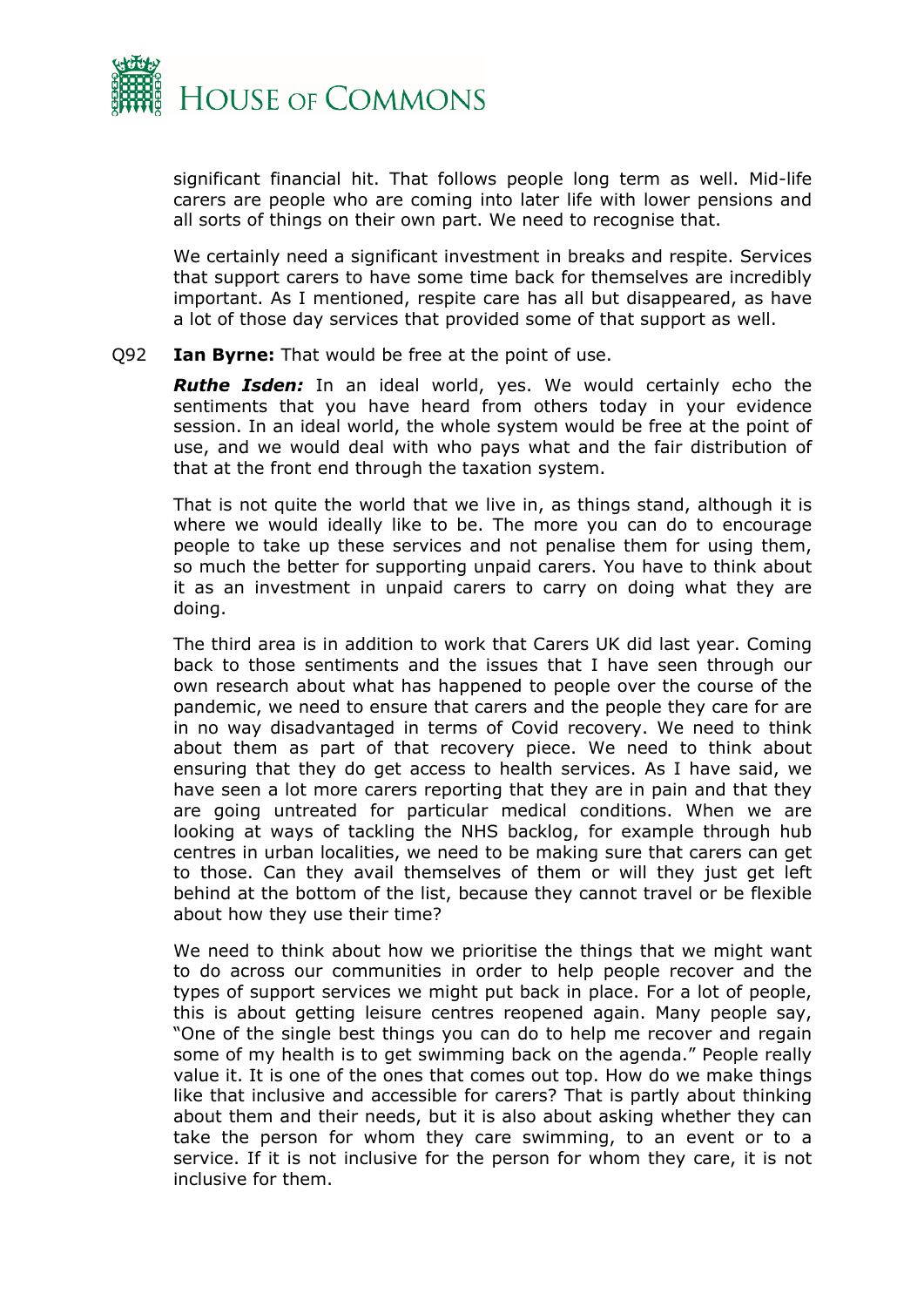significant financial hit. That follows people long term as well. Mid-life carers are people who are coming into later life with lower pensions and all sorts of things on their own part. We need to recognise that.

We certainly need a significant investment in breaks and respite. Services that support carers to have some time back for themselves are incredibly important. As I mentioned, respite care has all but disappeared, as have a lot of those day services that provided some of that support as well.

Q92 **Ian Byrne:** That would be free at the point of use.

***Ruthe Isden:*** In an ideal world, yes. We would certainly echo the sentiments that you have heard from others today in your evidence session. In an ideal world, the whole system would be free at the point of use, and we would deal with who pays what and the fair distribution of that at the front end through the taxation system.

That is not quite the world that we live in, as things stand, although it is where we would ideally like to be. The more you can do to encourage people to take up these services and not penalise them for using them, so much the better for supporting unpaid carers. You have to think about it as an investment in unpaid carers to carry on doing what they are doing.

The third area is in addition to work that Carers UK did last year. Coming back to those sentiments and the issues that I have seen through our own research about what has happened to people over the course of the pandemic, we need to ensure that carers and the people they care for are in no way disadvantaged in terms of Covid recovery. We need to think about them as part of that recovery piece. We need to think about ensuring that they do get access to health services. As I have said, we have seen a lot more carers reporting that they are in pain and that they are going untreated for particular medical conditions. When we are looking at ways of tackling the NHS backlog, for example through hub centres in urban localities, we need to be making sure that carers can get to those. Can they avail themselves of them or will they just get left behind at the bottom of the list, because they cannot travel or be flexible about how they use their time?

We need to think about how we prioritise the things that we might want to do across our communities in order to help people recover and the types of support services we might put back in place. For a lot of people, this is about getting leisure centres reopened again. Many people say, "One of the single best things you can do to help me recover and regain some of my health is to get swimming back on the agenda." People really value it. It is one of the ones that comes out top. How do we make things like that inclusive and accessible for carers? That is partly about thinking about them and their needs, but it is also about asking whether they can take the person for whom they care swimming, to an event or to a service. If it is not inclusive for the person for whom they care, it is not inclusive for them.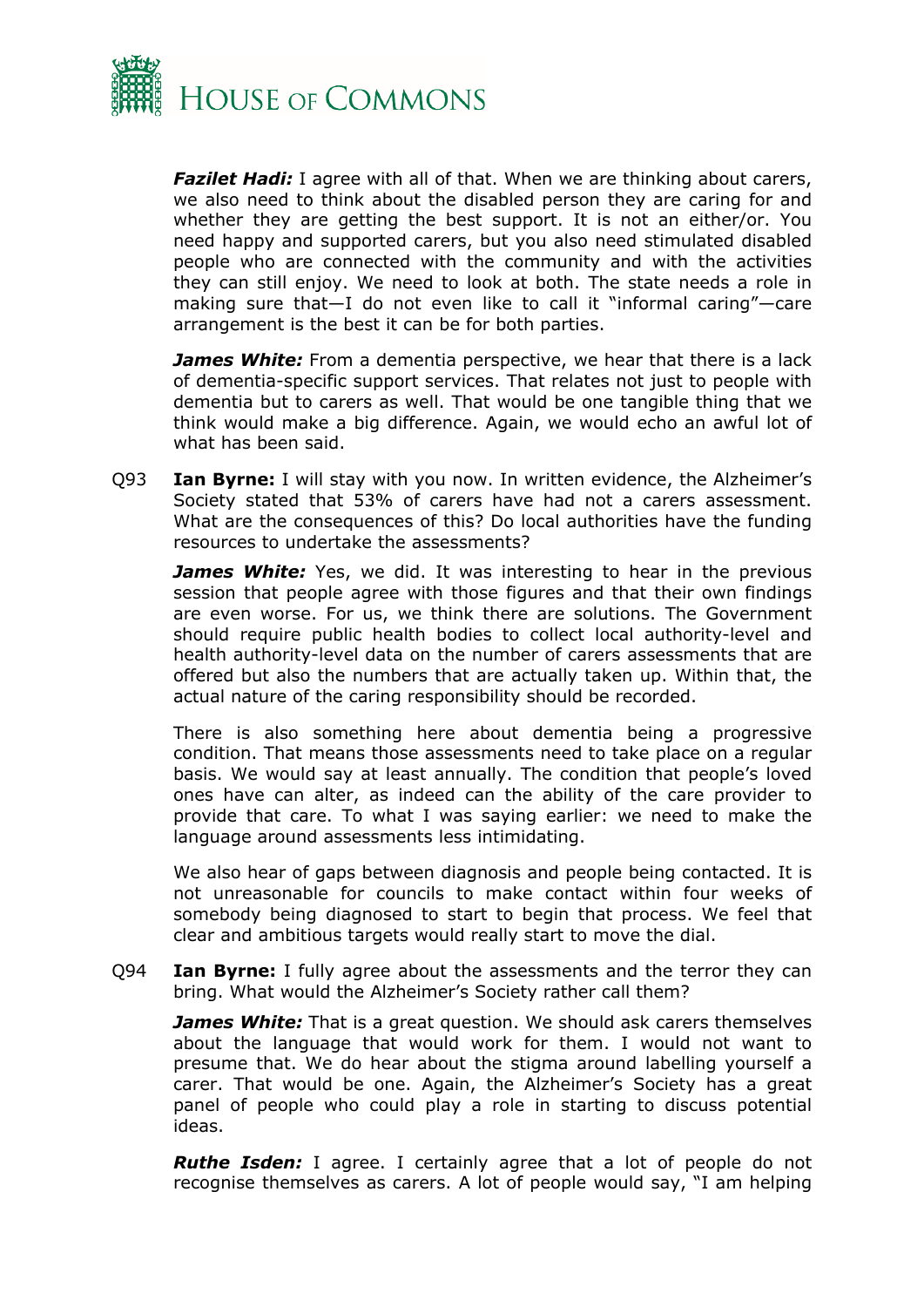***Fazilet Hadi:*** I agree with all of that. When we are thinking about carers, we also need to think about the disabled person they are caring for and whether they are getting the best support. It is not an either/or. You need happy and supported carers, but you also need stimulated disabled people who are connected with the community and with the activities they can still enjoy. We need to look at both. The state needs a role in making sure that—I do not even like to call it "informal caring"—care arrangement is the best it can be for both parties.

***James White:*** From a dementia perspective, we hear that there is a lack of dementia-specific support services. That relates not just to people with dementia but to carers as well. That would be one tangible thing that we think would make a big difference. Again, we would echo an awful lot of what has been said.

Q93 **Ian Byrne:** I will stay with you now. In written evidence, the Alzheimer's Society stated that 53% of carers have had not a carers assessment. What are the consequences of this? Do local authorities have the funding resources to undertake the assessments?

***James White:*** Yes, we did. It was interesting to hear in the previous session that people agree with those figures and that their own findings are even worse. For us, we think there are solutions. The Government should require public health bodies to collect local authority-level and health authority-level data on the number of carers assessments that are offered but also the numbers that are actually taken up. Within that, the actual nature of the caring responsibility should be recorded.

There is also something here about dementia being a progressive condition. That means those assessments need to take place on a regular basis. We would say at least annually. The condition that people's loved ones have can alter, as indeed can the ability of the care provider to provide that care. To what I was saying earlier: we need to make the language around assessments less intimidating.

We also hear of gaps between diagnosis and people being contacted. It is not unreasonable for councils to make contact within four weeks of somebody being diagnosed to start to begin that process. We feel that clear and ambitious targets would really start to move the dial.

Q94 **Ian Byrne:** I fully agree about the assessments and the terror they can bring. What would the Alzheimer's Society rather call them?

***James White:*** That is a great question. We should ask carers themselves about the language that would work for them. I would not want to presume that. We do hear about the stigma around labelling yourself a carer. That would be one. Again, the Alzheimer's Society has a great panel of people who could play a role in starting to discuss potential ideas.

***Ruthe Isden:*** I agree. I certainly agree that a lot of people do not recognise themselves as carers. A lot of people would say, "I am helping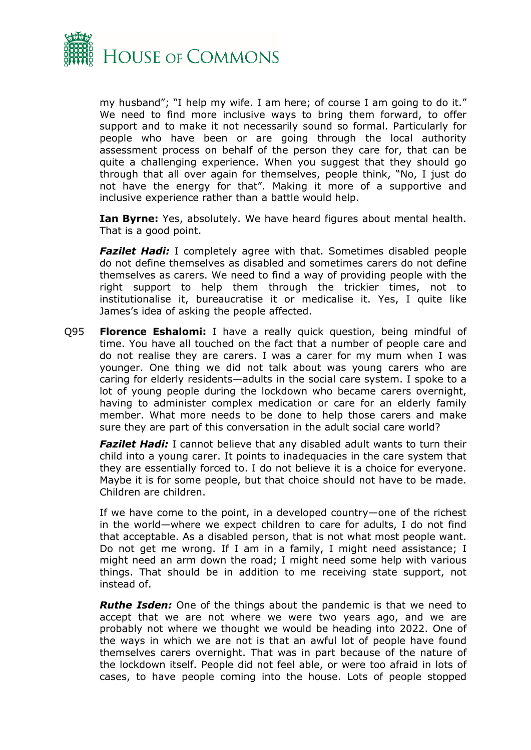my husband"; "I help my wife. I am here; of course I am going to do it." We need to find more inclusive ways to bring them forward, to offer support and to make it not necessarily sound so formal. Particularly for people who have been or are going through the local authority assessment process on behalf of the person they care for, that can be quite a challenging experience. When you suggest that they should go through that all over again for themselves, people think, "No, I just do not have the energy for that". Making it more of a supportive and inclusive experience rather than a battle would help.

**Ian Byrne:** Yes, absolutely. We have heard figures about mental health. That is a good point.

***Fazilet Hadi:*** I completely agree with that. Sometimes disabled people do not define themselves as disabled and sometimes carers do not define themselves as carers. We need to find a way of providing people with the right support to help them through the trickier times, not to institutionalise it, bureaucratise it or medicalise it. Yes, I quite like James's idea of asking the people affected.

Q95 **Florence Eshalomi:** I have a really quick question, being mindful of time. You have all touched on the fact that a number of people care and do not realise they are carers. I was a carer for my mum when I was younger. One thing we did not talk about was young carers who are caring for elderly residents—adults in the social care system. I spoke to a lot of young people during the lockdown who became carers overnight, having to administer complex medication or care for an elderly family member. What more needs to be done to help those carers and make sure they are part of this conversation in the adult social care world?

***Fazilet Hadi:*** I cannot believe that any disabled adult wants to turn their child into a young carer. It points to inadequacies in the care system that they are essentially forced to. I do not believe it is a choice for everyone. Maybe it is for some people, but that choice should not have to be made. Children are children.

If we have come to the point, in a developed country—one of the richest in the world—where we expect children to care for adults, I do not find that acceptable. As a disabled person, that is not what most people want. Do not get me wrong. If I am in a family, I might need assistance; I might need an arm down the road; I might need some help with various things. That should be in addition to me receiving state support, not instead of.

***Ruthe Isden:*** One of the things about the pandemic is that we need to accept that we are not where we were two years ago, and we are probably not where we thought we would be heading into 2022. One of the ways in which we are not is that an awful lot of people have found themselves carers overnight. That was in part because of the nature of the lockdown itself. People did not feel able, or were too afraid in lots of cases, to have people coming into the house. Lots of people stopped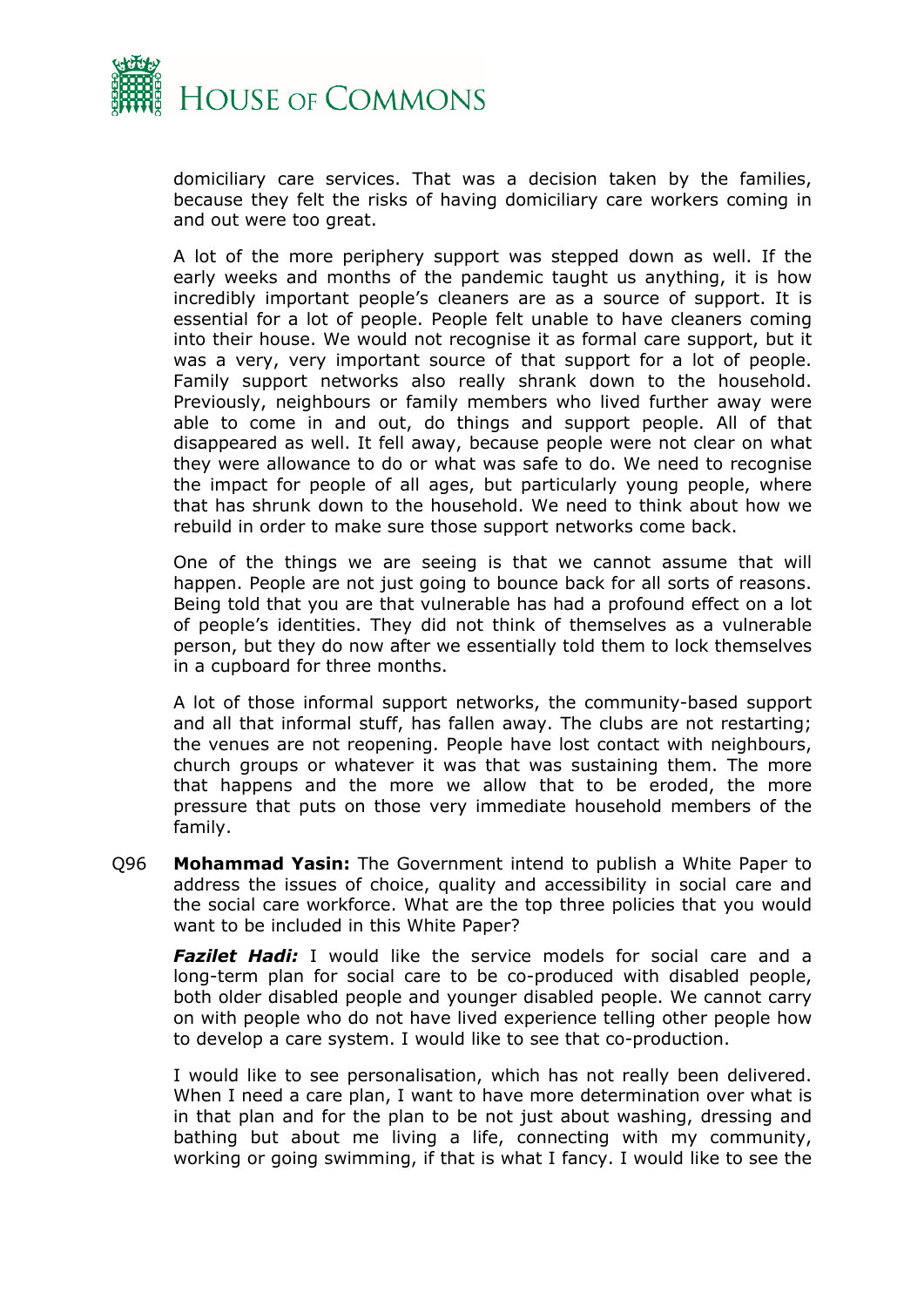domiciliary care services. That was a decision taken by the families, because they felt the risks of having domiciliary care workers coming in and out were too great.

A lot of the more periphery support was stepped down as well. If the early weeks and months of the pandemic taught us anything, it is how incredibly important people's cleaners are as a source of support. It is essential for a lot of people. People felt unable to have cleaners coming into their house. We would not recognise it as formal care support, but it was a very, very important source of that support for a lot of people. Family support networks also really shrank down to the household. Previously, neighbours or family members who lived further away were able to come in and out, do things and support people. All of that disappeared as well. It fell away, because people were not clear on what they were allowance to do or what was safe to do. We need to recognise the impact for people of all ages, but particularly young people, where that has shrunk down to the household. We need to think about how we rebuild in order to make sure those support networks come back.

One of the things we are seeing is that we cannot assume that will happen. People are not just going to bounce back for all sorts of reasons. Being told that you are that vulnerable has had a profound effect on a lot of people's identities. They did not think of themselves as a vulnerable person, but they do now after we essentially told them to lock themselves in a cupboard for three months.

A lot of those informal support networks, the community-based support and all that informal stuff, has fallen away. The clubs are not restarting; the venues are not reopening. People have lost contact with neighbours, church groups or whatever it was that was sustaining them. The more that happens and the more we allow that to be eroded, the more pressure that puts on those very immediate household members of the family.

Q96 **Mohammad Yasin:** The Government intend to publish a White Paper to address the issues of choice, quality and accessibility in social care and the social care workforce. What are the top three policies that you would want to be included in this White Paper?

***Fazilet Hadi:*** I would like the service models for social care and a long-term plan for social care to be co-produced with disabled people, both older disabled people and younger disabled people. We cannot carry on with people who do not have lived experience telling other people how to develop a care system. I would like to see that co-production.

I would like to see personalisation, which has not really been delivered. When I need a care plan, I want to have more determination over what is in that plan and for the plan to be not just about washing, dressing and bathing but about me living a life, connecting with my community, working or going swimming, if that is what I fancy. I would like to see the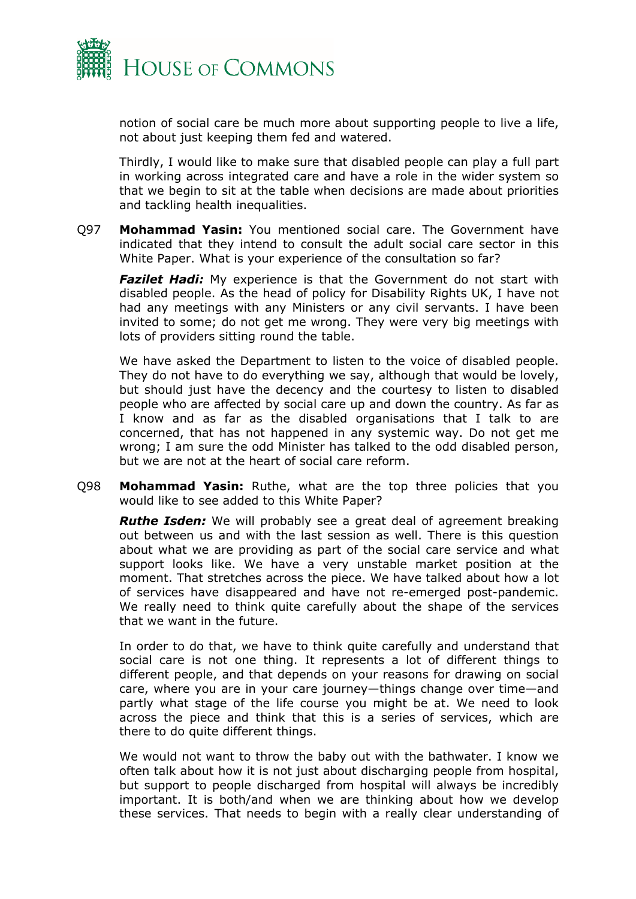notion of social care be much more about supporting people to live a life, not about just keeping them fed and watered.

Thirdly, I would like to make sure that disabled people can play a full part in working across integrated care and have a role in the wider system so that we begin to sit at the table when decisions are made about priorities and tackling health inequalities.

Q97 **Mohammad Yasin:** You mentioned social care. The Government have indicated that they intend to consult the adult social care sector in this White Paper. What is your experience of the consultation so far?

***Fazilet Hadi:*** My experience is that the Government do not start with disabled people. As the head of policy for Disability Rights UK, I have not had any meetings with any Ministers or any civil servants. I have been invited to some; do not get me wrong. They were very big meetings with lots of providers sitting round the table.

We have asked the Department to listen to the voice of disabled people. They do not have to do everything we say, although that would be lovely, but should just have the decency and the courtesy to listen to disabled people who are affected by social care up and down the country. As far as I know and as far as the disabled organisations that I talk to are concerned, that has not happened in any systemic way. Do not get me wrong; I am sure the odd Minister has talked to the odd disabled person, but we are not at the heart of social care reform.

Q98 **Mohammad Yasin:** Ruthe, what are the top three policies that you would like to see added to this White Paper?

***Ruthe Isden:*** We will probably see a great deal of agreement breaking out between us and with the last session as well. There is this question about what we are providing as part of the social care service and what support looks like. We have a very unstable market position at the moment. That stretches across the piece. We have talked about how a lot of services have disappeared and have not re-emerged post-pandemic. We really need to think quite carefully about the shape of the services that we want in the future.

In order to do that, we have to think quite carefully and understand that social care is not one thing. It represents a lot of different things to different people, and that depends on your reasons for drawing on social care, where you are in your care journey—things change over time—and partly what stage of the life course you might be at. We need to look across the piece and think that this is a series of services, which are there to do quite different things.

We would not want to throw the baby out with the bathwater. I know we often talk about how it is not just about discharging people from hospital, but support to people discharged from hospital will always be incredibly important. It is both/and when we are thinking about how we develop these services. That needs to begin with a really clear understanding of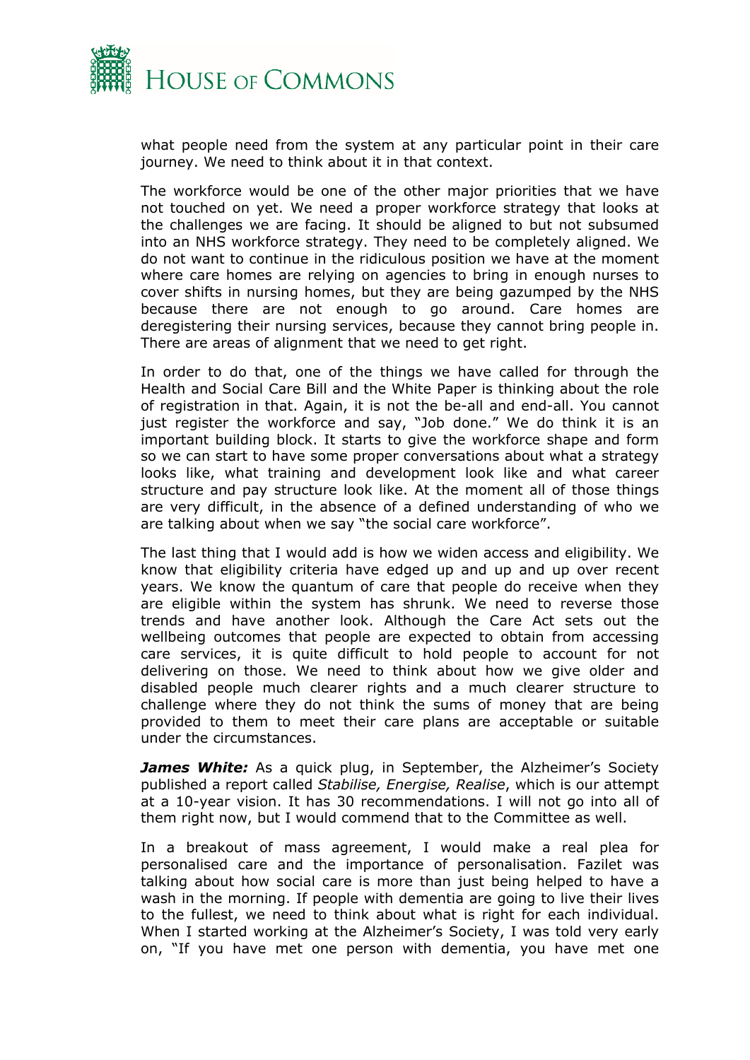what people need from the system at any particular point in their care journey. We need to think about it in that context.

The workforce would be one of the other major priorities that we have not touched on yet. We need a proper workforce strategy that looks at the challenges we are facing. It should be aligned to but not subsumed into an NHS workforce strategy. They need to be completely aligned. We do not want to continue in the ridiculous position we have at the moment where care homes are relying on agencies to bring in enough nurses to cover shifts in nursing homes, but they are being gazumped by the NHS because there are not enough to go around. Care homes are deregistering their nursing services, because they cannot bring people in. There are areas of alignment that we need to get right.

In order to do that, one of the things we have called for through the Health and Social Care Bill and the White Paper is thinking about the role of registration in that. Again, it is not the be-all and end-all. You cannot just register the workforce and say, "Job done." We do think it is an important building block. It starts to give the workforce shape and form so we can start to have some proper conversations about what a strategy looks like, what training and development look like and what career structure and pay structure look like. At the moment all of those things are very difficult, in the absence of a defined understanding of who we are talking about when we say "the social care workforce".

The last thing that I would add is how we widen access and eligibility. We know that eligibility criteria have edged up and up and up over recent years. We know the quantum of care that people do receive when they are eligible within the system has shrunk. We need to reverse those trends and have another look. Although the Care Act sets out the wellbeing outcomes that people are expected to obtain from accessing care services, it is quite difficult to hold people to account for not delivering on those. We need to think about how we give older and disabled people much clearer rights and a much clearer structure to challenge where they do not think the sums of money that are being provided to them to meet their care plans are acceptable or suitable under the circumstances.

***James White:*** As a quick plug, in September, the Alzheimer's Society published a report called *Stabilise, Energise, Realise*, which is our attempt at a 10-year vision. It has 30 recommendations. I will not go into all of them right now, but I would commend that to the Committee as well.

In a breakout of mass agreement, I would make a real plea for personalised care and the importance of personalisation. Fazilet was talking about how social care is more than just being helped to have a wash in the morning. If people with dementia are going to live their lives to the fullest, we need to think about what is right for each individual. When I started working at the Alzheimer's Society, I was told very early on, "If you have met one person with dementia, you have met one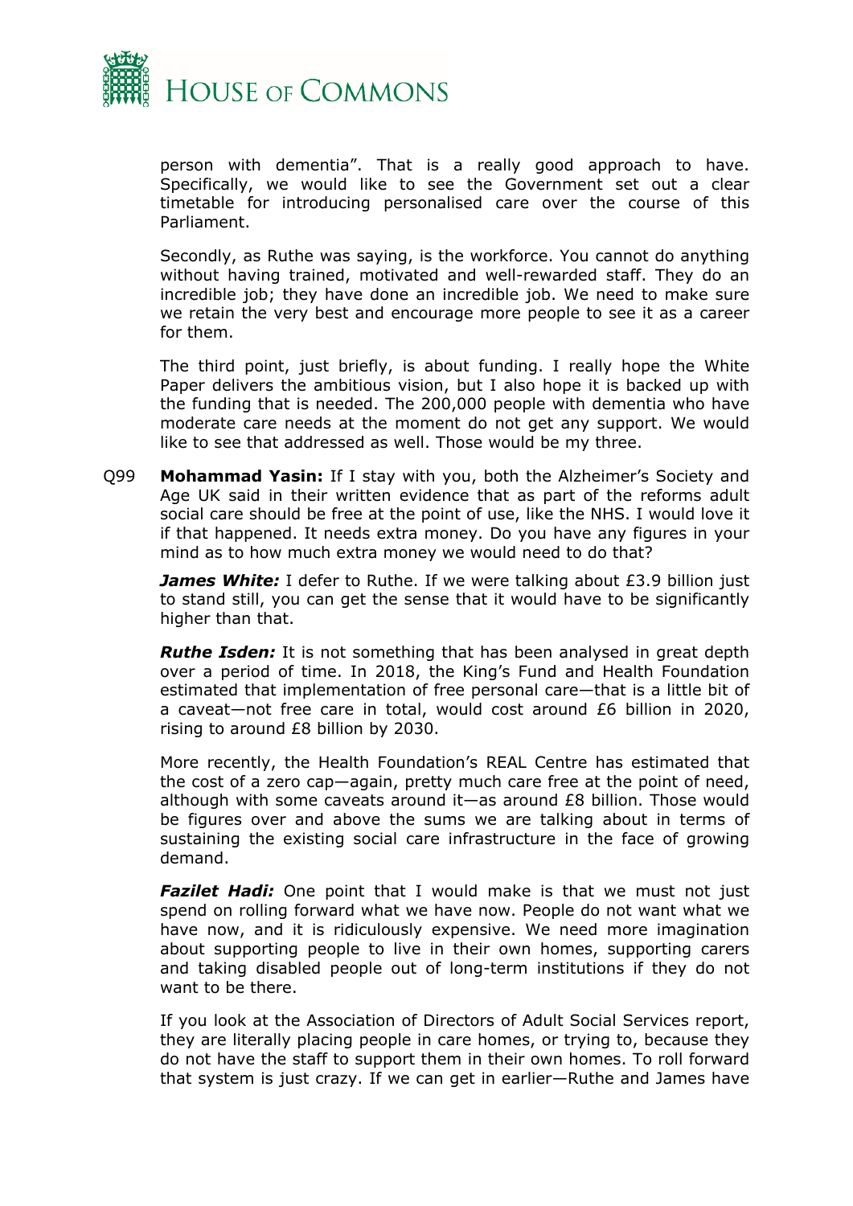person with dementia". That is a really good approach to have. Specifically, we would like to see the Government set out a clear timetable for introducing personalised care over the course of this Parliament.

Secondly, as Ruthe was saying, is the workforce. You cannot do anything without having trained, motivated and well-rewarded staff. They do an incredible job; they have done an incredible job. We need to make sure we retain the very best and encourage more people to see it as a career for them.

The third point, just briefly, is about funding. I really hope the White Paper delivers the ambitious vision, but I also hope it is backed up with the funding that is needed. The 200,000 people with dementia who have moderate care needs at the moment do not get any support. We would like to see that addressed as well. Those would be my three.

Q99 **Mohammad Yasin:** If I stay with you, both the Alzheimer's Society and Age UK said in their written evidence that as part of the reforms adult social care should be free at the point of use, like the NHS. I would love it if that happened. It needs extra money. Do you have any figures in your mind as to how much extra money we would need to do that?

***James White:*** I defer to Ruthe. If we were talking about £3.9 billion just to stand still, you can get the sense that it would have to be significantly higher than that.

***Ruthe Isden:*** It is not something that has been analysed in great depth over a period of time. In 2018, the King's Fund and Health Foundation estimated that implementation of free personal care—that is a little bit of a caveat—not free care in total, would cost around £6 billion in 2020, rising to around £8 billion by 2030.

More recently, the Health Foundation's REAL Centre has estimated that the cost of a zero cap—again, pretty much care free at the point of need, although with some caveats around it—as around £8 billion. Those would be figures over and above the sums we are talking about in terms of sustaining the existing social care infrastructure in the face of growing demand.

***Fazilet Hadi:*** One point that I would make is that we must not just spend on rolling forward what we have now. People do not want what we have now, and it is ridiculously expensive. We need more imagination about supporting people to live in their own homes, supporting carers and taking disabled people out of long-term institutions if they do not want to be there.

If you look at the Association of Directors of Adult Social Services report, they are literally placing people in care homes, or trying to, because they do not have the staff to support them in their own homes. To roll forward that system is just crazy. If we can get in earlier—Ruthe and James have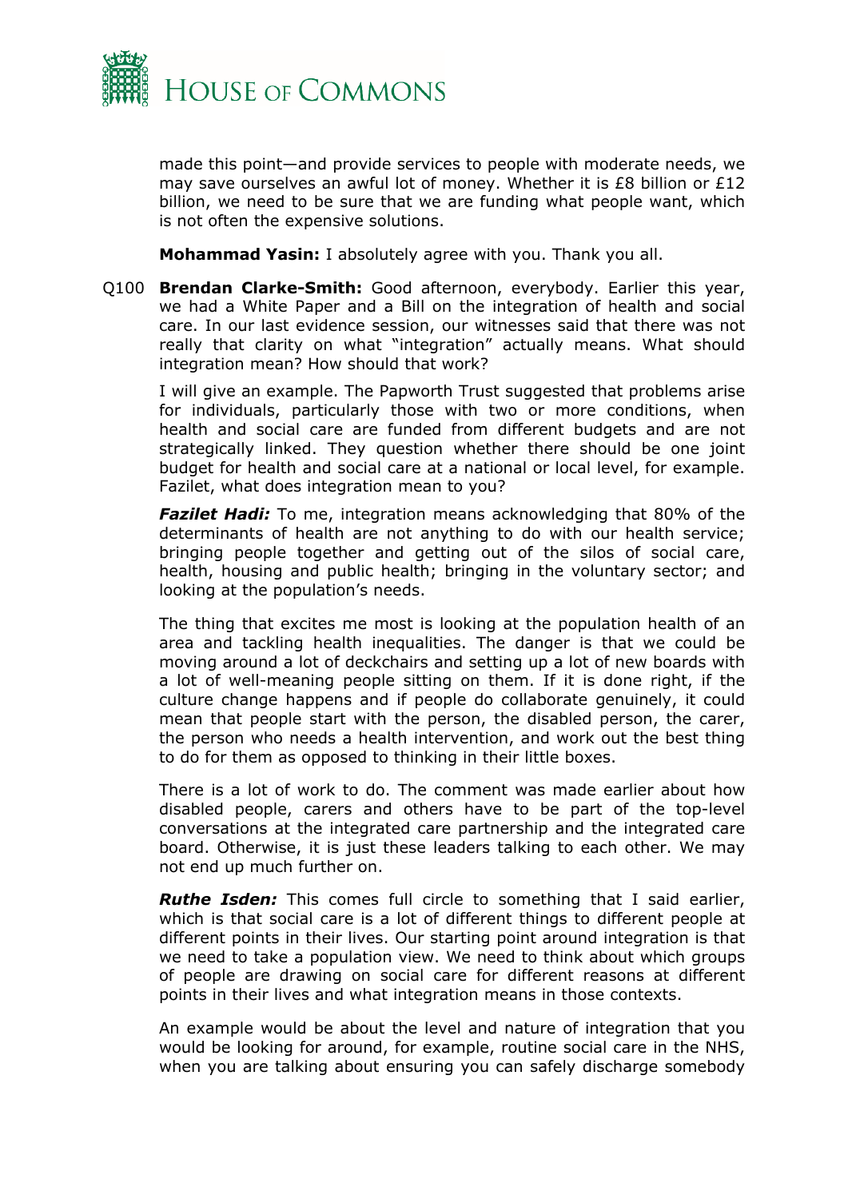made this point—and provide services to people with moderate needs, we may save ourselves an awful lot of money. Whether it is £8 billion or £12 billion, we need to be sure that we are funding what people want, which is not often the expensive solutions.

**Mohammad Yasin:** I absolutely agree with you. Thank you all.

Q100 **Brendan Clarke-Smith:** Good afternoon, everybody. Earlier this year, we had a White Paper and a Bill on the integration of health and social care. In our last evidence session, our witnesses said that there was not really that clarity on what "integration" actually means. What should integration mean? How should that work?

I will give an example. The Papworth Trust suggested that problems arise for individuals, particularly those with two or more conditions, when health and social care are funded from different budgets and are not strategically linked. They question whether there should be one joint budget for health and social care at a national or local level, for example. Fazilet, what does integration mean to you?

***Fazilet Hadi:*** To me, integration means acknowledging that 80% of the determinants of health are not anything to do with our health service; bringing people together and getting out of the silos of social care, health, housing and public health; bringing in the voluntary sector; and looking at the population's needs.

The thing that excites me most is looking at the population health of an area and tackling health inequalities. The danger is that we could be moving around a lot of deckchairs and setting up a lot of new boards with a lot of well-meaning people sitting on them. If it is done right, if the culture change happens and if people do collaborate genuinely, it could mean that people start with the person, the disabled person, the carer, the person who needs a health intervention, and work out the best thing to do for them as opposed to thinking in their little boxes.

There is a lot of work to do. The comment was made earlier about how disabled people, carers and others have to be part of the top-level conversations at the integrated care partnership and the integrated care board. Otherwise, it is just these leaders talking to each other. We may not end up much further on.

***Ruthe Isden:*** This comes full circle to something that I said earlier, which is that social care is a lot of different things to different people at different points in their lives. Our starting point around integration is that we need to take a population view. We need to think about which groups of people are drawing on social care for different reasons at different points in their lives and what integration means in those contexts.

An example would be about the level and nature of integration that you would be looking for around, for example, routine social care in the NHS, when you are talking about ensuring you can safely discharge somebody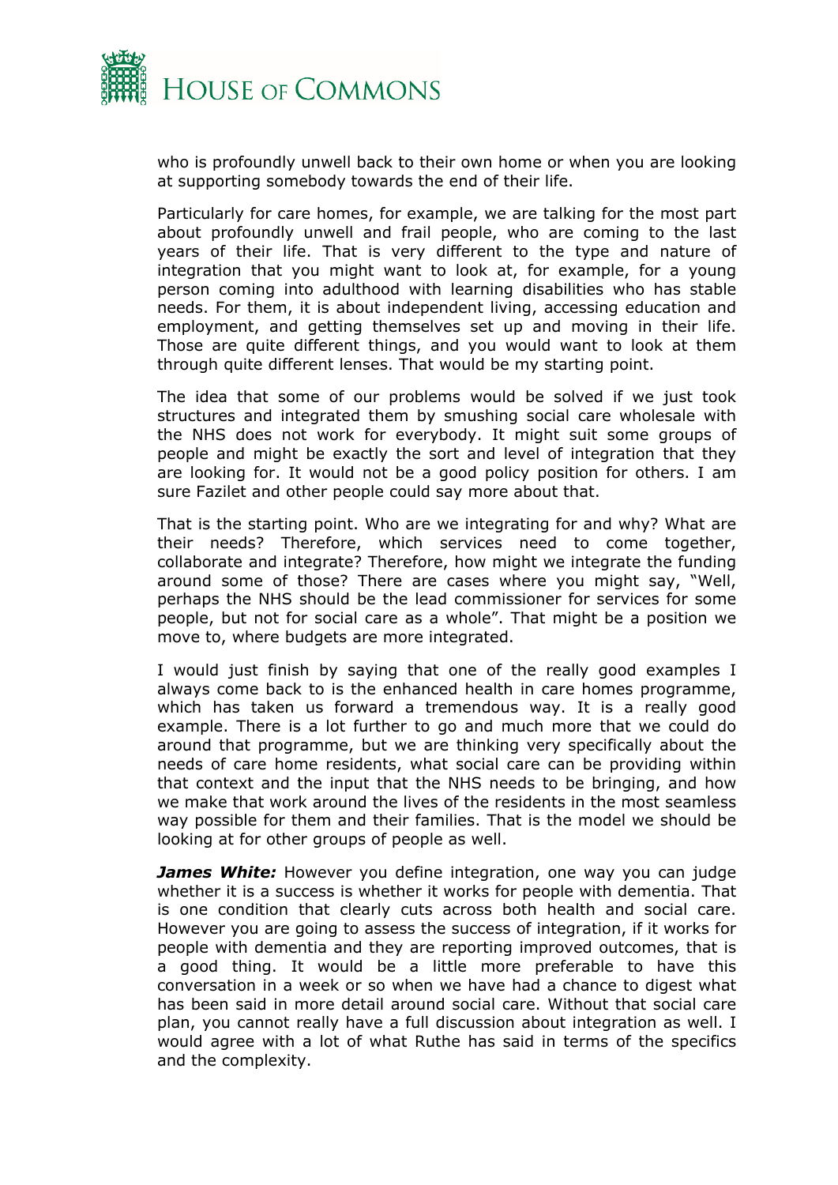who is profoundly unwell back to their own home or when you are looking at supporting somebody towards the end of their life.

Particularly for care homes, for example, we are talking for the most part about profoundly unwell and frail people, who are coming to the last years of their life. That is very different to the type and nature of integration that you might want to look at, for example, for a young person coming into adulthood with learning disabilities who has stable needs. For them, it is about independent living, accessing education and employment, and getting themselves set up and moving in their life. Those are quite different things, and you would want to look at them through quite different lenses. That would be my starting point.

The idea that some of our problems would be solved if we just took structures and integrated them by smushing social care wholesale with the NHS does not work for everybody. It might suit some groups of people and might be exactly the sort and level of integration that they are looking for. It would not be a good policy position for others. I am sure Fazilet and other people could say more about that.

That is the starting point. Who are we integrating for and why? What are their needs? Therefore, which services need to come together, collaborate and integrate? Therefore, how might we integrate the funding around some of those? There are cases where you might say, "Well, perhaps the NHS should be the lead commissioner for services for some people, but not for social care as a whole". That might be a position we move to, where budgets are more integrated.

I would just finish by saying that one of the really good examples I always come back to is the enhanced health in care homes programme, which has taken us forward a tremendous way. It is a really good example. There is a lot further to go and much more that we could do around that programme, but we are thinking very specifically about the needs of care home residents, what social care can be providing within that context and the input that the NHS needs to be bringing, and how we make that work around the lives of the residents in the most seamless way possible for them and their families. That is the model we should be looking at for other groups of people as well.

***James White:*** However you define integration, one way you can judge whether it is a success is whether it works for people with dementia. That is one condition that clearly cuts across both health and social care. However you are going to assess the success of integration, if it works for people with dementia and they are reporting improved outcomes, that is a good thing. It would be a little more preferable to have this conversation in a week or so when we have had a chance to digest what has been said in more detail around social care. Without that social care plan, you cannot really have a full discussion about integration as well. I would agree with a lot of what Ruthe has said in terms of the specifics and the complexity.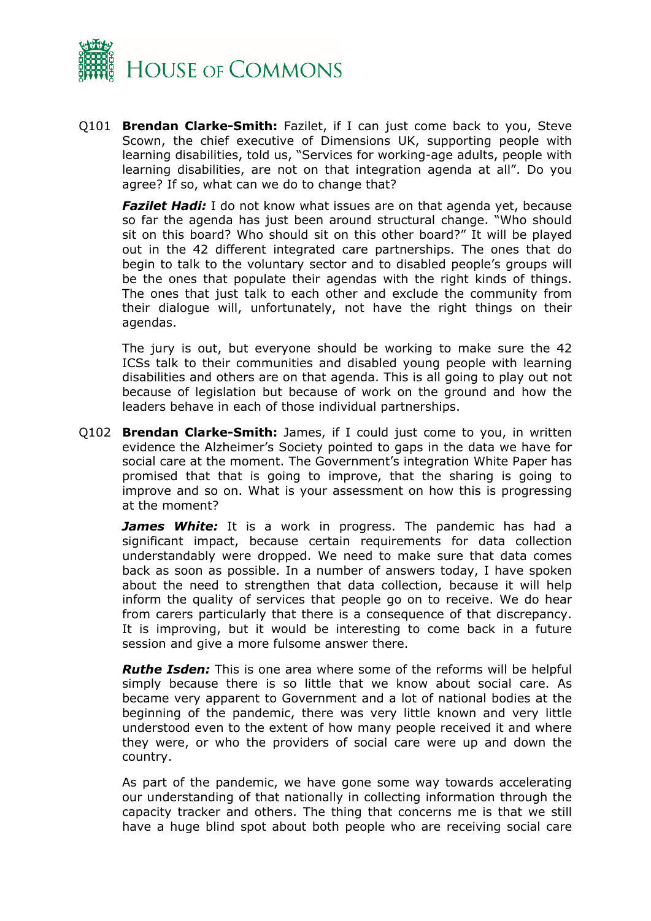Q101 **Brendan Clarke-Smith:** Fazilet, if I can just come back to you, Steve Scown, the chief executive of Dimensions UK, supporting people with learning disabilities, told us, "Services for working-age adults, people with learning disabilities, are not on that integration agenda at all". Do you agree? If so, what can we do to change that?

***Fazilet Hadi:*** I do not know what issues are on that agenda yet, because so far the agenda has just been around structural change. "Who should sit on this board? Who should sit on this other board?" It will be played out in the 42 different integrated care partnerships. The ones that do begin to talk to the voluntary sector and to disabled people's groups will be the ones that populate their agendas with the right kinds of things. The ones that just talk to each other and exclude the community from their dialogue will, unfortunately, not have the right things on their agendas.

The jury is out, but everyone should be working to make sure the 42 ICSs talk to their communities and disabled young people with learning disabilities and others are on that agenda. This is all going to play out not because of legislation but because of work on the ground and how the leaders behave in each of those individual partnerships.

Q102 **Brendan Clarke-Smith:** James, if I could just come to you, in written evidence the Alzheimer's Society pointed to gaps in the data we have for social care at the moment. The Government's integration White Paper has promised that that is going to improve, that the sharing is going to improve and so on. What is your assessment on how this is progressing at the moment?

***James White:*** It is a work in progress. The pandemic has had a significant impact, because certain requirements for data collection understandably were dropped. We need to make sure that data comes back as soon as possible. In a number of answers today, I have spoken about the need to strengthen that data collection, because it will help inform the quality of services that people go on to receive. We do hear from carers particularly that there is a consequence of that discrepancy. It is improving, but it would be interesting to come back in a future session and give a more fulsome answer there.

***Ruthe Isden:*** This is one area where some of the reforms will be helpful simply because there is so little that we know about social care. As became very apparent to Government and a lot of national bodies at the beginning of the pandemic, there was very little known and very little understood even to the extent of how many people received it and where they were, or who the providers of social care were up and down the country.

As part of the pandemic, we have gone some way towards accelerating our understanding of that nationally in collecting information through the capacity tracker and others. The thing that concerns me is that we still have a huge blind spot about both people who are receiving social care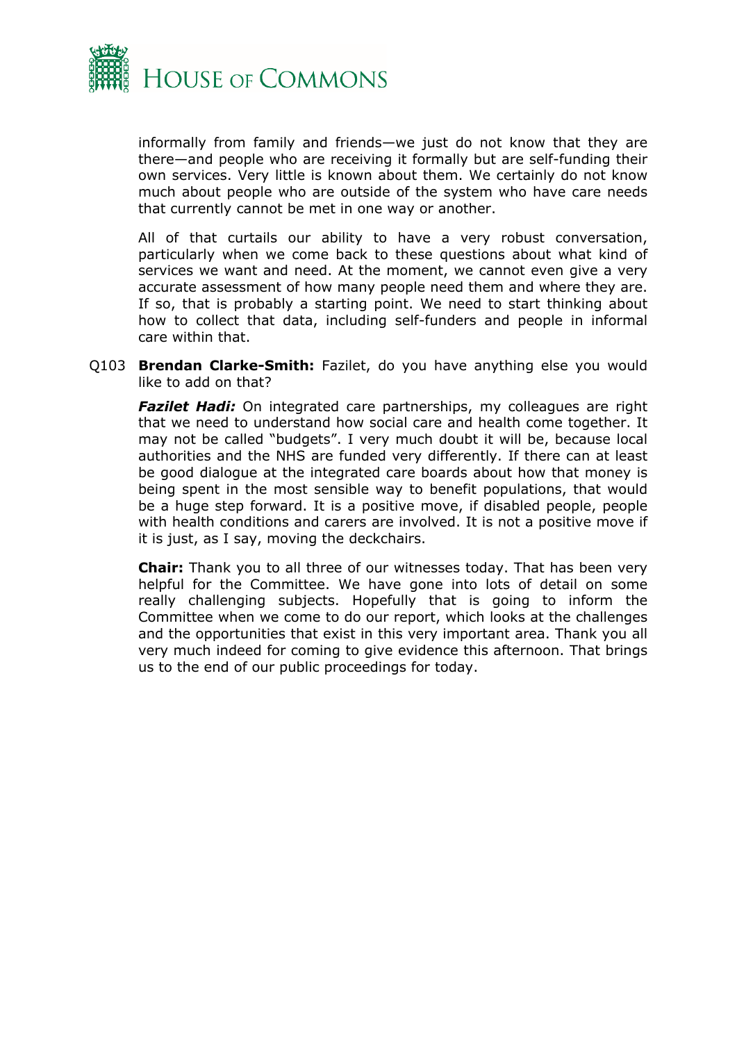informally from family and friends—we just do not know that they are there—and people who are receiving it formally but are self-funding their own services. Very little is known about them. We certainly do not know much about people who are outside of the system who have care needs that currently cannot be met in one way or another.

All of that curtails our ability to have a very robust conversation, particularly when we come back to these questions about what kind of services we want and need. At the moment, we cannot even give a very accurate assessment of how many people need them and where they are. If so, that is probably a starting point. We need to start thinking about how to collect that data, including self-funders and people in informal care within that.

Q103 **Brendan Clarke-Smith:** Fazilet, do you have anything else you would like to add on that?

***Fazilet Hadi:*** On integrated care partnerships, my colleagues are right that we need to understand how social care and health come together. It may not be called "budgets". I very much doubt it will be, because local authorities and the NHS are funded very differently. If there can at least be good dialogue at the integrated care boards about how that money is being spent in the most sensible way to benefit populations, that would be a huge step forward. It is a positive move, if disabled people, people with health conditions and carers are involved. It is not a positive move if it is just, as I say, moving the deckchairs.

**Chair:** Thank you to all three of our witnesses today. That has been very helpful for the Committee. We have gone into lots of detail on some really challenging subjects. Hopefully that is going to inform the Committee when we come to do our report, which looks at the challenges and the opportunities that exist in this very important area. Thank you all very much indeed for coming to give evidence this afternoon. That brings us to the end of our public proceedings for today.